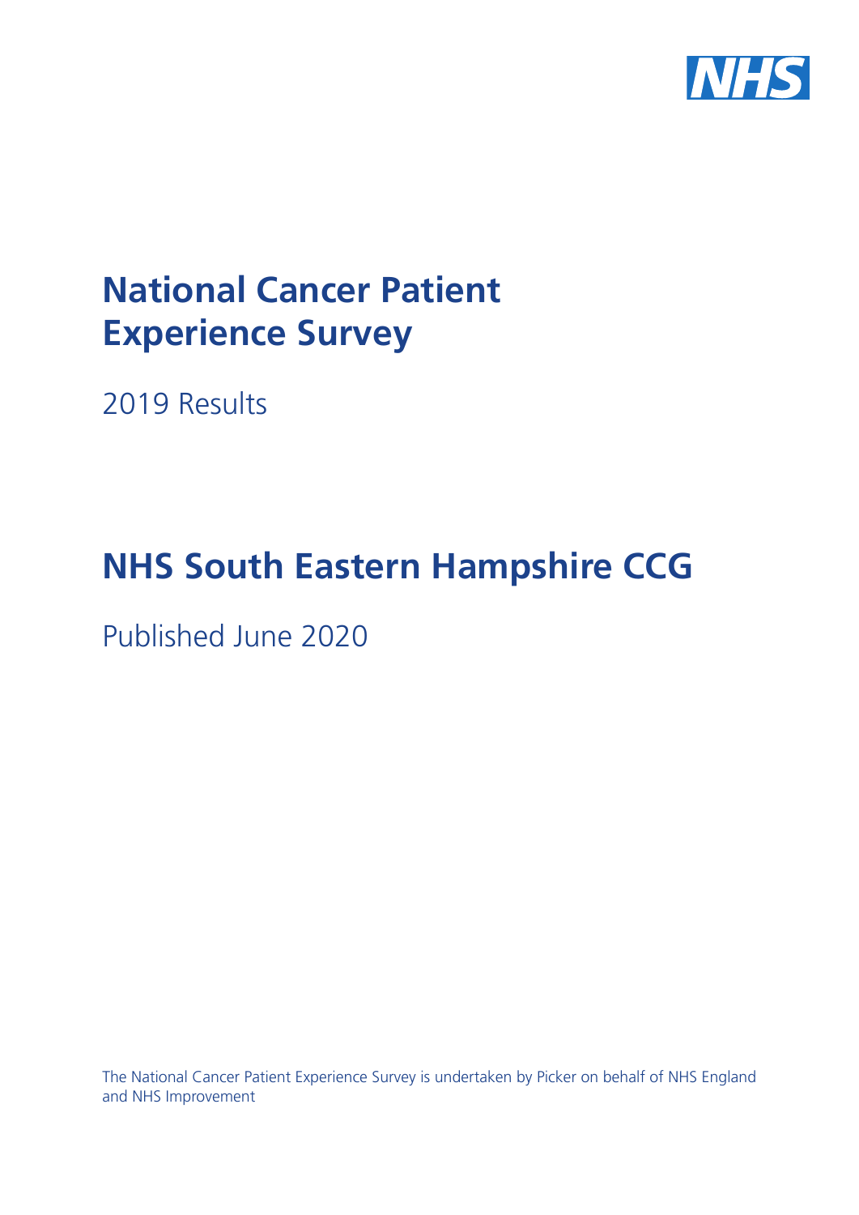# National Cancer Patient Experience Survey

2019 Results

# NHS South Eastern Hampshire CCG

Published June 2020

The National Cancer Patient Experience Survey is undertaken by Picker on behalf of NHS England and NHS Improvement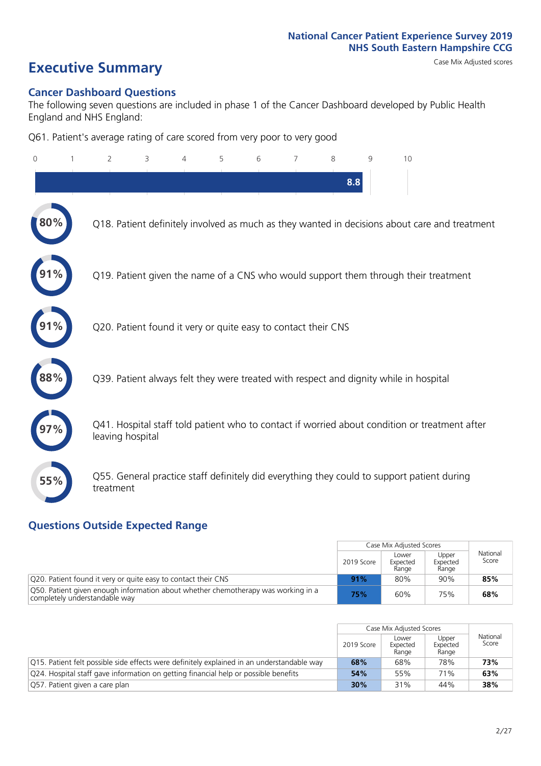# Executive Summary

Case Mix Adjusted scores

## Cancer Dashboard Questions

The following seven questions are included in phase 1 of the Cancer Dashboard developed by Public Health England and NHS England:

Q61. Patient's average rating of care scored from very poor to very good

8.8

80% Q18. Patient definitely involved as much as they wanted in decisions about care and treatment

91% Q19. Patient given the name of a CNS who would support them through their treatment

91% Q20. Patient found it very or quite easy to contact their CNS

88% Q39. Patient always felt they were treated with respect and dignity while in hospital

97% Q41. Hospital staff told patient who to contact if worried about condition or treatment after leaving hospital

55% Q55. General practice staff definitely did everything they could to support patient during treatment

## Questions Outside Expected Range

| | Case Mix Adjusted Scores | | | National Score |
|---|---|---|---|---|
| | 2019 Score | Lower Expected Range | Upper Expected Range | |
| Q20. Patient found it very or quite easy to contact their CNS | **91%** | 80% | 90% | **85%** |
| Q50. Patient given enough information about whether chemotherapy was working in a completely understandable way | **75%** | 60% | 75% | **68%** |

| | Case Mix Adjusted Scores | | | National Score |
|---|---|---|---|---|
| | 2019 Score | Lower Expected Range | Upper Expected Range | |
| Q15. Patient felt possible side effects were definitely explained in an understandable way | **68%** | 68% | 78% | **73%** |
| Q24. Hospital staff gave information on getting financial help or possible benefits | **54%** | 55% | 71% | **63%** |
| Q57. Patient given a care plan | **30%** | 31% | 44% | **38%** |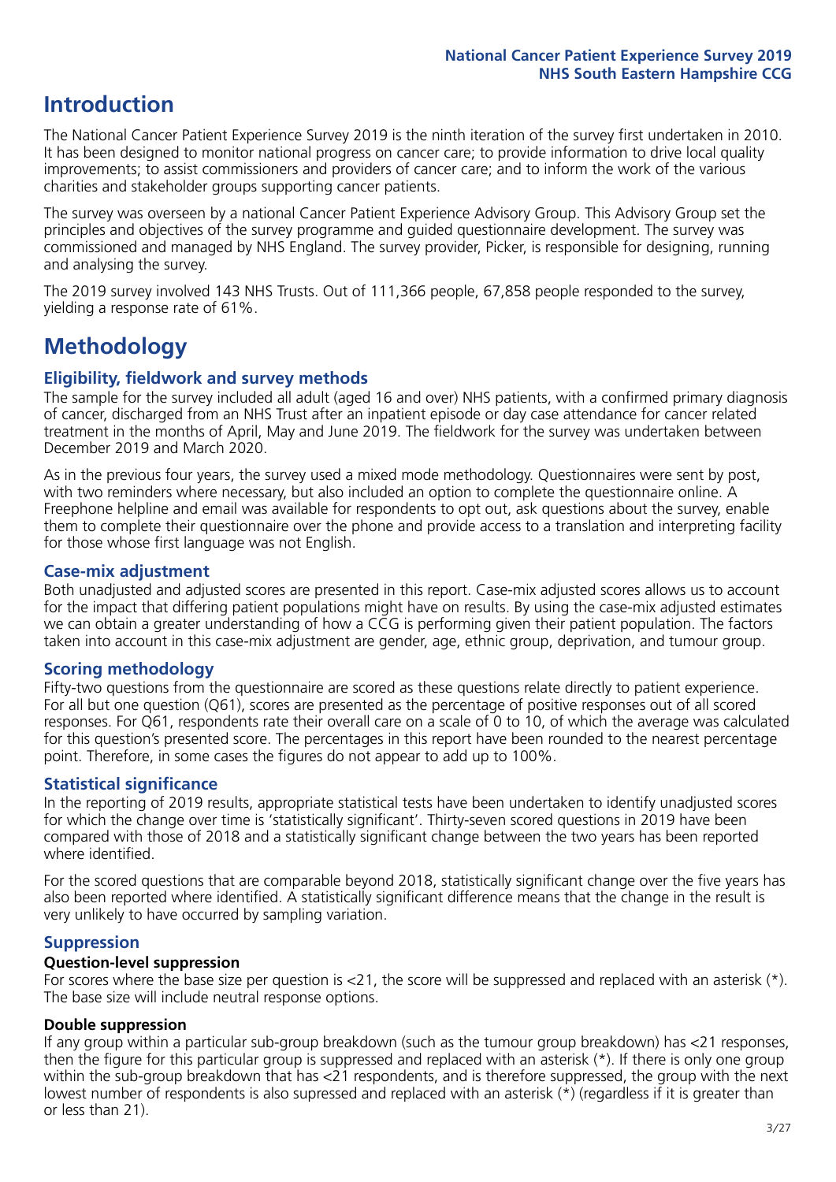# Introduction

The National Cancer Patient Experience Survey 2019 is the ninth iteration of the survey first undertaken in 2010. It has been designed to monitor national progress on cancer care; to provide information to drive local quality improvements; to assist commissioners and providers of cancer care; and to inform the work of the various charities and stakeholder groups supporting cancer patients.

The survey was overseen by a national Cancer Patient Experience Advisory Group. This Advisory Group set the principles and objectives of the survey programme and guided questionnaire development. The survey was commissioned and managed by NHS England. The survey provider, Picker, is responsible for designing, running and analysing the survey.

The 2019 survey involved 143 NHS Trusts. Out of 111,366 people, 67,858 people responded to the survey, yielding a response rate of 61%.

# Methodology

## Eligibility, fieldwork and survey methods

The sample for the survey included all adult (aged 16 and over) NHS patients, with a confirmed primary diagnosis of cancer, discharged from an NHS Trust after an inpatient episode or day case attendance for cancer related treatment in the months of April, May and June 2019. The fieldwork for the survey was undertaken between December 2019 and March 2020.

As in the previous four years, the survey used a mixed mode methodology. Questionnaires were sent by post, with two reminders where necessary, but also included an option to complete the questionnaire online. A Freephone helpline and email was available for respondents to opt out, ask questions about the survey, enable them to complete their questionnaire over the phone and provide access to a translation and interpreting facility for those whose first language was not English.

## Case-mix adjustment

Both unadjusted and adjusted scores are presented in this report. Case-mix adjusted scores allows us to account for the impact that differing patient populations might have on results. By using the case-mix adjusted estimates we can obtain a greater understanding of how a CCG is performing given their patient population. The factors taken into account in this case-mix adjustment are gender, age, ethnic group, deprivation, and tumour group.

## Scoring methodology

Fifty-two questions from the questionnaire are scored as these questions relate directly to patient experience. For all but one question (Q61), scores are presented as the percentage of positive responses out of all scored responses. For Q61, respondents rate their overall care on a scale of 0 to 10, of which the average was calculated for this question's presented score. The percentages in this report have been rounded to the nearest percentage point. Therefore, in some cases the figures do not appear to add up to 100%.

## Statistical significance

In the reporting of 2019 results, appropriate statistical tests have been undertaken to identify unadjusted scores for which the change over time is 'statistically significant'. Thirty-seven scored questions in 2019 have been compared with those of 2018 and a statistically significant change between the two years has been reported where identified.

For the scored questions that are comparable beyond 2018, statistically significant change over the five years has also been reported where identified. A statistically significant difference means that the change in the result is very unlikely to have occurred by sampling variation.

## Suppression

### Question-level suppression

For scores where the base size per question is <21, the score will be suppressed and replaced with an asterisk (*). The base size will include neutral response options.

### Double suppression

If any group within a particular sub-group breakdown (such as the tumour group breakdown) has <21 responses, then the figure for this particular group is suppressed and replaced with an asterisk (*). If there is only one group within the sub-group breakdown that has <21 respondents, and is therefore suppressed, the group with the next lowest number of respondents is also supressed and replaced with an asterisk (*) (regardless if it is greater than or less than 21).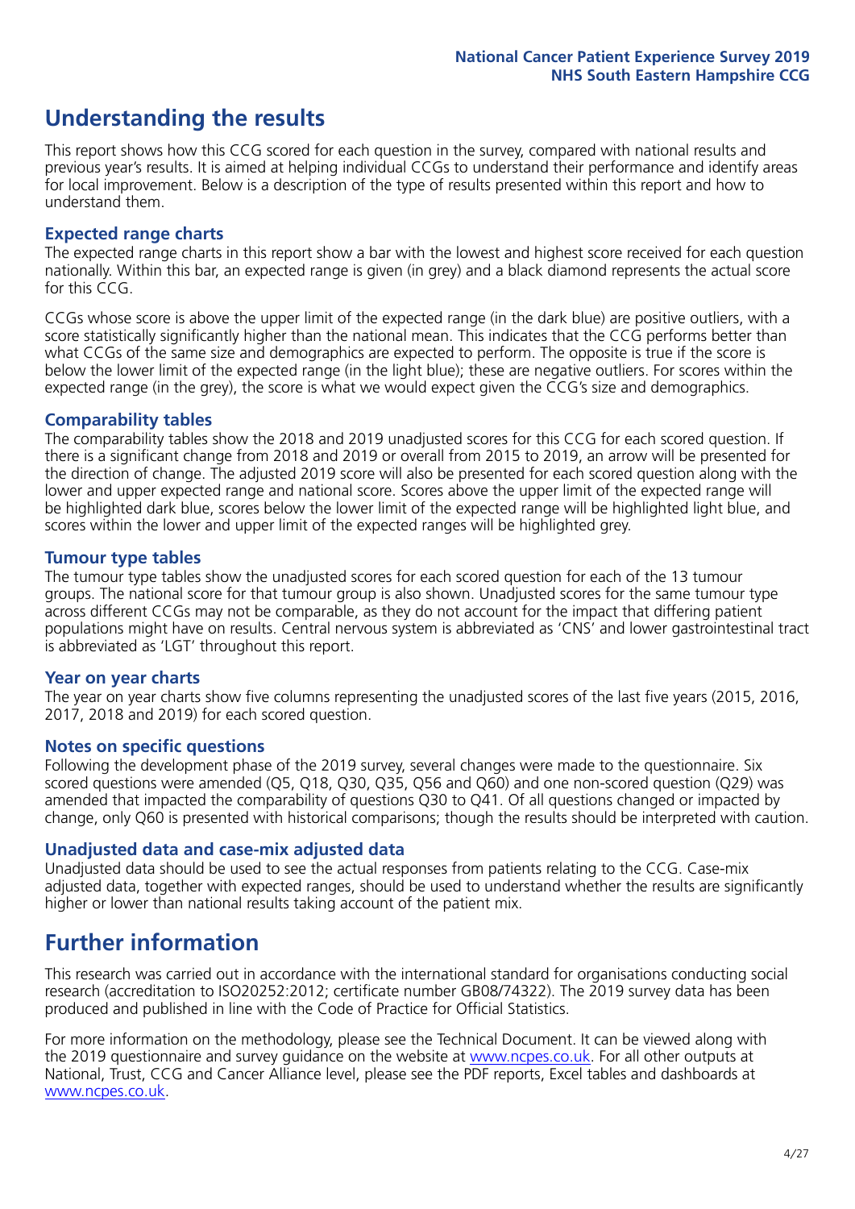# Understanding the results

This report shows how this CCG scored for each question in the survey, compared with national results and previous year's results. It is aimed at helping individual CCGs to understand their performance and identify areas for local improvement. Below is a description of the type of results presented within this report and how to understand them.

## Expected range charts

The expected range charts in this report show a bar with the lowest and highest score received for each question nationally. Within this bar, an expected range is given (in grey) and a black diamond represents the actual score for this CCG.

CCGs whose score is above the upper limit of the expected range (in the dark blue) are positive outliers, with a score statistically significantly higher than the national mean. This indicates that the CCG performs better than what CCGs of the same size and demographics are expected to perform. The opposite is true if the score is below the lower limit of the expected range (in the light blue); these are negative outliers. For scores within the expected range (in the grey), the score is what we would expect given the CCG's size and demographics.

## Comparability tables

The comparability tables show the 2018 and 2019 unadjusted scores for this CCG for each scored question. If there is a significant change from 2018 and 2019 or overall from 2015 to 2019, an arrow will be presented for the direction of change. The adjusted 2019 score will also be presented for each scored question along with the lower and upper expected range and national score. Scores above the upper limit of the expected range will be highlighted dark blue, scores below the lower limit of the expected range will be highlighted light blue, and scores within the lower and upper limit of the expected ranges will be highlighted grey.

## Tumour type tables

The tumour type tables show the unadjusted scores for each scored question for each of the 13 tumour groups. The national score for that tumour group is also shown. Unadjusted scores for the same tumour type across different CCGs may not be comparable, as they do not account for the impact that differing patient populations might have on results. Central nervous system is abbreviated as 'CNS' and lower gastrointestinal tract is abbreviated as 'LGT' throughout this report.

## Year on year charts

The year on year charts show five columns representing the unadjusted scores of the last five years (2015, 2016, 2017, 2018 and 2019) for each scored question.

## Notes on specific questions

Following the development phase of the 2019 survey, several changes were made to the questionnaire. Six scored questions were amended (Q5, Q18, Q30, Q35, Q56 and Q60) and one non-scored question (Q29) was amended that impacted the comparability of questions Q30 to Q41. Of all questions changed or impacted by change, only Q60 is presented with historical comparisons; though the results should be interpreted with caution.

## Unadjusted data and case-mix adjusted data

Unadjusted data should be used to see the actual responses from patients relating to the CCG. Case-mix adjusted data, together with expected ranges, should be used to understand whether the results are significantly higher or lower than national results taking account of the patient mix.

# Further information

This research was carried out in accordance with the international standard for organisations conducting social research (accreditation to ISO20252:2012; certificate number GB08/74322). The 2019 survey data has been produced and published in line with the Code of Practice for Official Statistics.

For more information on the methodology, please see the Technical Document. It can be viewed along with the 2019 questionnaire and survey guidance on the website at [www.ncpes.co.uk](www.ncpes.co.uk). For all other outputs at National, Trust, CCG and Cancer Alliance level, please see the PDF reports, Excel tables and dashboards at [www.ncpes.co.uk](www.ncpes.co.uk).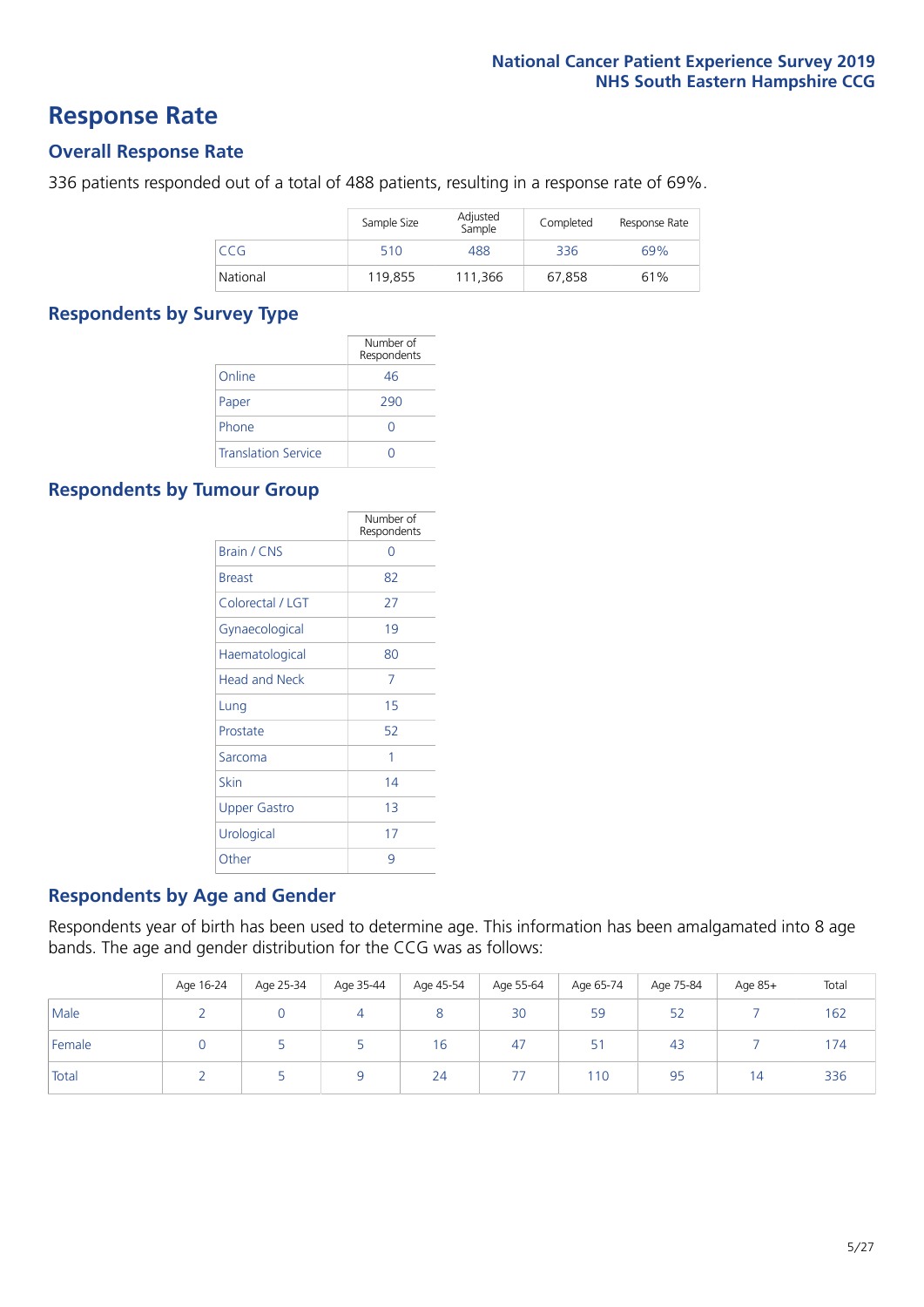# Response Rate

## Overall Response Rate

336 patients responded out of a total of 488 patients, resulting in a response rate of 69%.

| | Sample Size | Adjusted Sample | Completed | Response Rate |
|---|---|---|---|---|
| CCG | 510 | 488 | 336 | 69% |
| National | 119,855 | 111,366 | 67,858 | 61% |

## Respondents by Survey Type

| | Number of Respondents |
|---|---|
| Online | 46 |
| Paper | 290 |
| Phone | 0 |
| Translation Service | 0 |

## Respondents by Tumour Group

| | Number of Respondents |
|---|---|
| Brain / CNS | 0 |
| Breast | 82 |
| Colorectal / LGT | 27 |
| Gynaecological | 19 |
| Haematological | 80 |
| Head and Neck | 7 |
| Lung | 15 |
| Prostate | 52 |
| Sarcoma | 1 |
| Skin | 14 |
| Upper Gastro | 13 |
| Urological | 17 |
| Other | 9 |

## Respondents by Age and Gender

Respondents year of birth has been used to determine age. This information has been amalgamated into 8 age bands. The age and gender distribution for the CCG was as follows:

| | Age 16-24 | Age 25-34 | Age 35-44 | Age 45-54 | Age 55-64 | Age 65-74 | Age 75-84 | Age 85+ | Total |
|---|---|---|---|---|---|---|---|---|---|
| Male | 2 | 0 | 4 | 8 | 30 | 59 | 52 | 7 | 162 |
| Female | 0 | 5 | 5 | 16 | 47 | 51 | 43 | 7 | 174 |
| Total | 2 | 5 | 9 | 24 | 77 | 110 | 95 | 14 | 336 |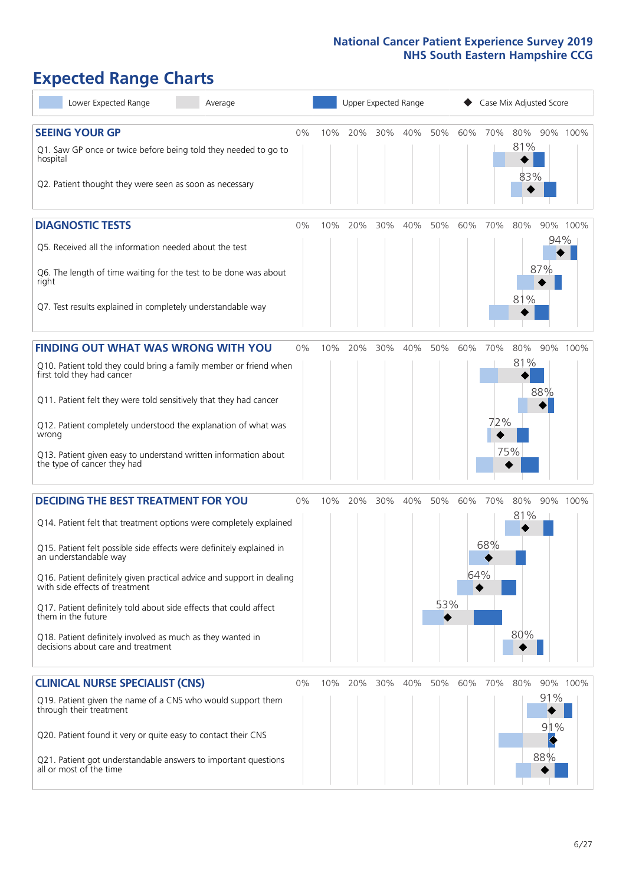# Expected Range Charts

Lower Expected Range | Average | Upper Expected Range | ◆ Case Mix Adjusted Score

## SEEING YOUR GP

| Question | Case Mix Adjusted Score |
|---|---|
| Q1. Saw GP once or twice before being told they needed to go to hospital | 81% |
| Q2. Patient thought they were seen as soon as necessary | 83% |

## DIAGNOSTIC TESTS

| Question | Case Mix Adjusted Score |
|---|---|
| Q5. Received all the information needed about the test | 94% |
| Q6. The length of time waiting for the test to be done was about right | 87% |
| Q7. Test results explained in completely understandable way | 81% |

## FINDING OUT WHAT WAS WRONG WITH YOU

| Question | Case Mix Adjusted Score |
|---|---|
| Q10. Patient told they could bring a family member or friend when first told they had cancer | 81% |
| Q11. Patient felt they were told sensitively that they had cancer | 88% |
| Q12. Patient completely understood the explanation of what was wrong | 72% |
| Q13. Patient given easy to understand written information about the type of cancer they had | 75% |

## DECIDING THE BEST TREATMENT FOR YOU

| Question | Case Mix Adjusted Score |
|---|---|
| Q14. Patient felt that treatment options were completely explained | 81% |
| Q15. Patient felt possible side effects were definitely explained in an understandable way | 68% |
| Q16. Patient definitely given practical advice and support in dealing with side effects of treatment | 64% |
| Q17. Patient definitely told about side effects that could affect them in the future | 53% |
| Q18. Patient definitely involved as much as they wanted in decisions about care and treatment | 80% |

## CLINICAL NURSE SPECIALIST (CNS)

| Question | Case Mix Adjusted Score |
|---|---|
| Q19. Patient given the name of a CNS who would support them through their treatment | 91% |
| Q20. Patient found it very or quite easy to contact their CNS | 91% |
| Q21. Patient got understandable answers to important questions all or most of the time | 88% |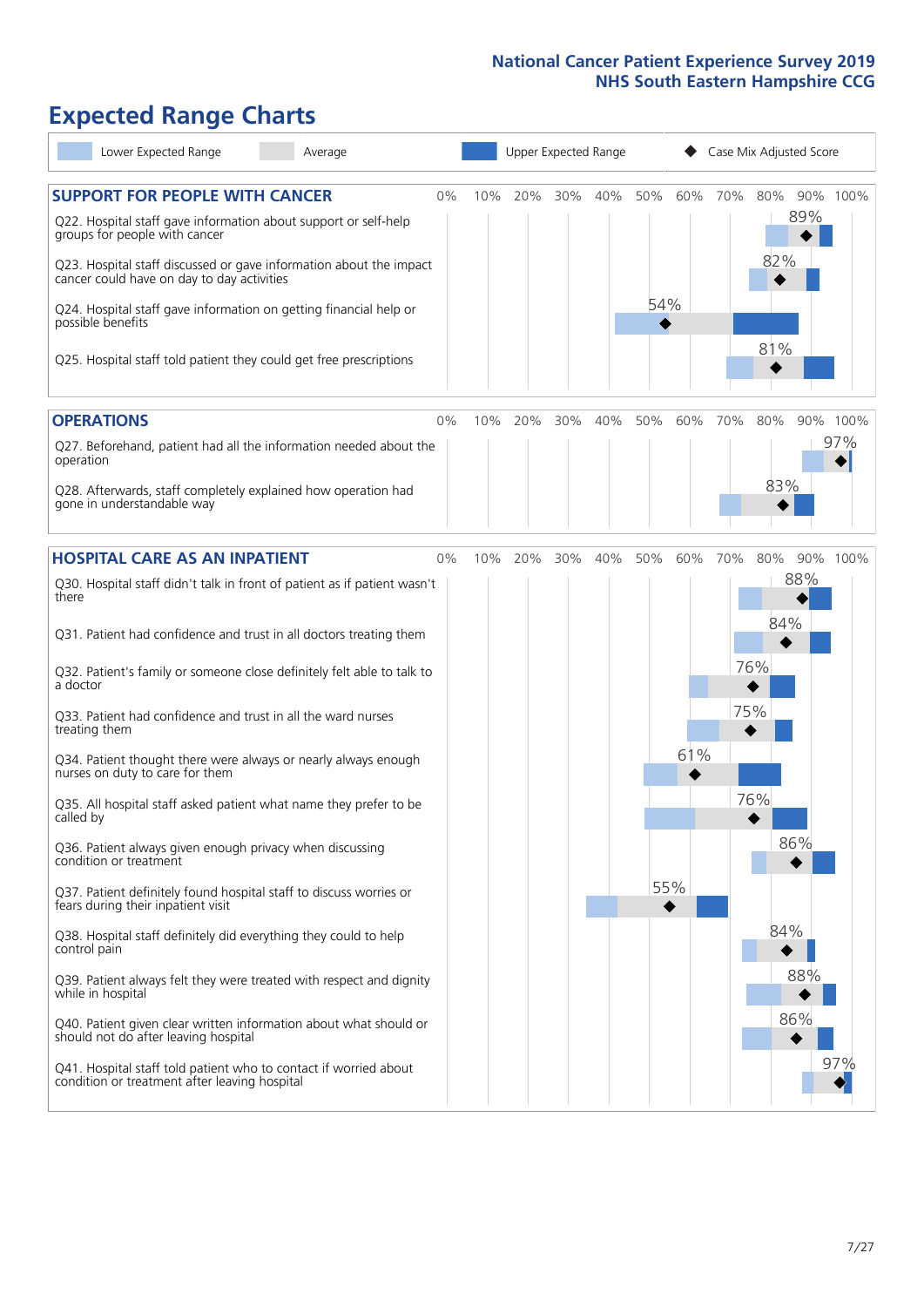National Cancer Patient Experience Survey 2019
NHS South Eastern Hampshire CCG

# Expected Range Charts

Lower Expected Range | Average | Upper Expected Range | ◆ Case Mix Adjusted Score

## SUPPORT FOR PEOPLE WITH CANCER

| Question | Case Mix Adjusted Score |
|---|---|
| Q22. Hospital staff gave information about support or self-help groups for people with cancer | 89% |
| Q23. Hospital staff discussed or gave information about the impact cancer could have on day to day activities | 82% |
| Q24. Hospital staff gave information on getting financial help or possible benefits | 54% |
| Q25. Hospital staff told patient they could get free prescriptions | 81% |

## OPERATIONS

| Question | Case Mix Adjusted Score |
|---|---|
| Q27. Beforehand, patient had all the information needed about the operation | 97% |
| Q28. Afterwards, staff completely explained how operation had gone in understandable way | 83% |

## HOSPITAL CARE AS AN INPATIENT

| Question | Case Mix Adjusted Score |
|---|---|
| Q30. Hospital staff didn't talk in front of patient as if patient wasn't there | 88% |
| Q31. Patient had confidence and trust in all doctors treating them | 84% |
| Q32. Patient's family or someone close definitely felt able to talk to a doctor | 76% |
| Q33. Patient had confidence and trust in all the ward nurses treating them | 75% |
| Q34. Patient thought there were always or nearly always enough nurses on duty to care for them | 61% |
| Q35. All hospital staff asked patient what name they prefer to be called by | 76% |
| Q36. Patient always given enough privacy when discussing condition or treatment | 86% |
| Q37. Patient definitely found hospital staff to discuss worries or fears during their inpatient visit | 55% |
| Q38. Hospital staff definitely did everything they could to help control pain | 84% |
| Q39. Patient always felt they were treated with respect and dignity while in hospital | 88% |
| Q40. Patient given clear written information about what should or should not do after leaving hospital | 86% |
| Q41. Hospital staff told patient who to contact if worried about condition or treatment after leaving hospital | 97% |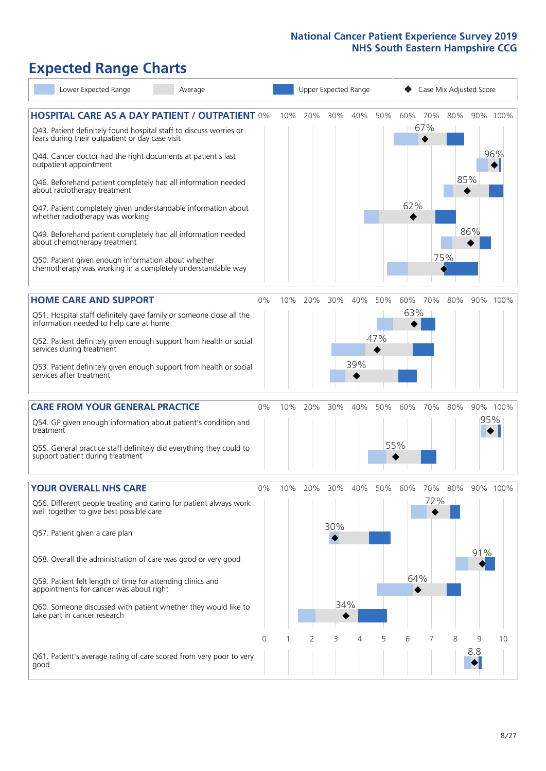# Expected Range Charts

Lower Expected Range | Average | Upper Expected Range | Case Mix Adjusted Score

## HOSPITAL CARE AS A DAY PATIENT / OUTPATIENT

| Question | Case Mix Adjusted Score |
|---|---|
| Q43. Patient definitely found hospital staff to discuss worries or fears during their outpatient or day case visit | 67% |
| Q44. Cancer doctor had the right documents at patient's last outpatient appointment | 96% |
| Q46. Beforehand patient completely had all information needed about radiotherapy treatment | 85% |
| Q47. Patient completely given understandable information about whether radiotherapy was working | 62% |
| Q49. Beforehand patient completely had all information needed about chemotherapy treatment | 86% |
| Q50. Patient given enough information about whether chemotherapy was working in a completely understandable way | 75% |

## HOME CARE AND SUPPORT

| Question | Case Mix Adjusted Score |
|---|---|
| Q51. Hospital staff definitely gave family or someone close all the information needed to help care at home | 63% |
| Q52. Patient definitely given enough support from health or social services during treatment | 47% |
| Q53. Patient definitely given enough support from health or social services after treatment | 39% |

## CARE FROM YOUR GENERAL PRACTICE

| Question | Case Mix Adjusted Score |
|---|---|
| Q54. GP given enough information about patient's condition and treatment | 95% |
| Q55. General practice staff definitely did everything they could to support patient during treatment | 55% |

## YOUR OVERALL NHS CARE

| Question | Case Mix Adjusted Score |
|---|---|
| Q56. Different people treating and caring for patient always work well together to give best possible care | 72% |
| Q57. Patient given a care plan | 30% |
| Q58. Overall the administration of care was good or very good | 91% |
| Q59. Patient felt length of time for attending clinics and appointments for cancer was about right | 64% |
| Q60. Someone discussed with patient whether they would like to take part in cancer research | 34% |
| Q61. Patient's average rating of care scored from very poor to very good | 8.8 |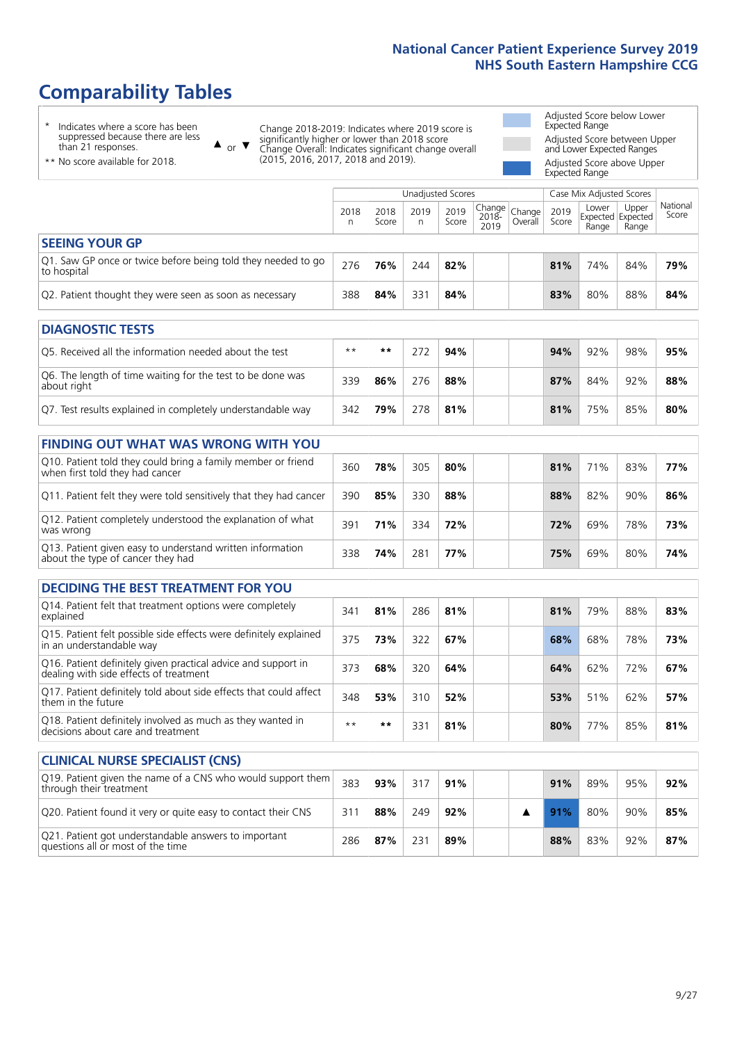## National Cancer Patient Experience Survey 2019
## NHS South Eastern Hampshire CCG

# Comparability Tables

\* Indicates where a score has been suppressed because there are less than 21 responses.

** No score available for 2018.

▲ or ▼ Change 2018-2019: Indicates where 2019 score is significantly higher or lower than 2018 score. Change Overall: Indicates significant change overall (2015, 2016, 2017, 2018 and 2019).

Adjusted Score below Lower Expected Range

Adjusted Score between Upper and Lower Expected Ranges

Adjusted Score above Upper Expected Range

| | Unadjusted Scores | | | | | | Case Mix Adjusted Scores | | | |
|---|---|---|---|---|---|---|---|---|---|---|
| | 2018 n | 2018 Score | 2019 n | 2019 Score | Change 2018-2019 | Change Overall | 2019 Score | Lower Expected Range | Upper Expected Range | National Score |
| **SEEING YOUR GP** | | | | | | | | | | |
| Q1. Saw GP once or twice before being told they needed to go to hospital | 276 | **76%** | 244 | **82%** | | | **81%** | 74% | 84% | **79%** |
| Q2. Patient thought they were seen as soon as necessary | 388 | **84%** | 331 | **84%** | | | **83%** | 80% | 88% | **84%** |
| **DIAGNOSTIC TESTS** | | | | | | | | | | |
| Q5. Received all the information needed about the test | ** | ** | 272 | **94%** | | | **94%** | 92% | 98% | **95%** |
| Q6. The length of time waiting for the test to be done was about right | 339 | **86%** | 276 | **88%** | | | **87%** | 84% | 92% | **88%** |
| Q7. Test results explained in completely understandable way | 342 | **79%** | 278 | **81%** | | | **81%** | 75% | 85% | **80%** |
| **FINDING OUT WHAT WAS WRONG WITH YOU** | | | | | | | | | | |
| Q10. Patient told they could bring a family member or friend when first told they had cancer | 360 | **78%** | 305 | **80%** | | | **81%** | 71% | 83% | **77%** |
| Q11. Patient felt they were told sensitively that they had cancer | 390 | **85%** | 330 | **88%** | | | **88%** | 82% | 90% | **86%** |
| Q12. Patient completely understood the explanation of what was wrong | 391 | **71%** | 334 | **72%** | | | **72%** | 69% | 78% | **73%** |
| Q13. Patient given easy to understand written information about the type of cancer they had | 338 | **74%** | 281 | **77%** | | | **75%** | 69% | 80% | **74%** |
| **DECIDING THE BEST TREATMENT FOR YOU** | | | | | | | | | | |
| Q14. Patient felt that treatment options were completely explained | 341 | **81%** | 286 | **81%** | | | **81%** | 79% | 88% | **83%** |
| Q15. Patient felt possible side effects were definitely explained in an understandable way | 375 | **73%** | 322 | **67%** | | | **68%** | 68% | 78% | **73%** |
| Q16. Patient definitely given practical advice and support in dealing with side effects of treatment | 373 | **68%** | 320 | **64%** | | | **64%** | 62% | 72% | **67%** |
| Q17. Patient definitely told about side effects that could affect them in the future | 348 | **53%** | 310 | **52%** | | | **53%** | 51% | 62% | **57%** |
| Q18. Patient definitely involved as much as they wanted in decisions about care and treatment | ** | ** | 331 | **81%** | | | **80%** | 77% | 85% | **81%** |
| **CLINICAL NURSE SPECIALIST (CNS)** | | | | | | | | | | |
| Q19. Patient given the name of a CNS who would support them through their treatment | 383 | **93%** | 317 | **91%** | | | **91%** | 89% | 95% | **92%** |
| Q20. Patient found it very or quite easy to contact their CNS | 311 | **88%** | 249 | **92%** | | ▲ | **91%** | 80% | 90% | **85%** |
| Q21. Patient got understandable answers to important questions all or most of the time | 286 | **87%** | 231 | **89%** | | | **88%** | 83% | 92% | **87%** |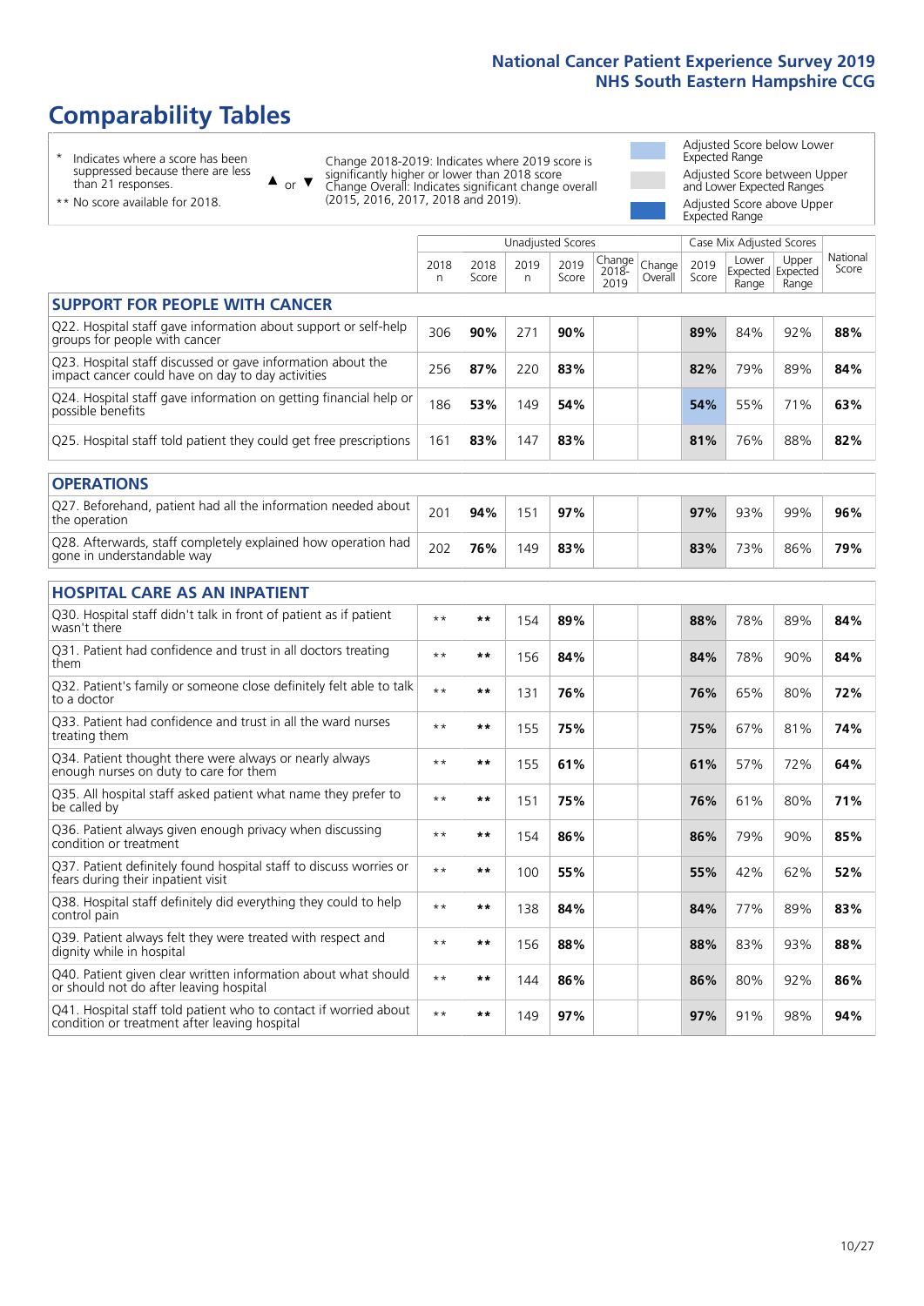# Comparability Tables

- \* Indicates where a score has been suppressed because there are less than 21 responses.
- \*\* No score available for 2018.

▲ or ▼ Change 2018-2019: Indicates where 2019 score is significantly higher or lower than 2018 score. Change Overall: Indicates significant change overall (2015, 2016, 2017, 2018 and 2019).

- Adjusted Score below Lower Expected Range
- Adjusted Score between Upper and Lower Expected Ranges
- Adjusted Score above Upper Expected Range

| | Unadjusted Scores | | | | | | Case Mix Adjusted Scores | | | |
|---|---|---|---|---|---|---|---|---|---|---|
| | 2018 n | 2018 Score | 2019 n | 2019 Score | Change 2018-2019 | Change Overall | 2019 Score | Lower Expected Range | Upper Expected Range | National Score |
| **SUPPORT FOR PEOPLE WITH CANCER** | | | | | | | | | | |
| Q22. Hospital staff gave information about support or self-help groups for people with cancer | 306 | **90%** | 271 | **90%** | | | **89%** | 84% | 92% | **88%** |
| Q23. Hospital staff discussed or gave information about the impact cancer could have on day to day activities | 256 | **87%** | 220 | **83%** | | | **82%** | 79% | 89% | **84%** |
| Q24. Hospital staff gave information on getting financial help or possible benefits | 186 | **53%** | 149 | **54%** | | | **54%** | 55% | 71% | **63%** |
| Q25. Hospital staff told patient they could get free prescriptions | 161 | **83%** | 147 | **83%** | | | **81%** | 76% | 88% | **82%** |
| **OPERATIONS** | | | | | | | | | | |
| Q27. Beforehand, patient had all the information needed about the operation | 201 | **94%** | 151 | **97%** | | | **97%** | 93% | 99% | **96%** |
| Q28. Afterwards, staff completely explained how operation had gone in understandable way | 202 | **76%** | 149 | **83%** | | | **83%** | 73% | 86% | **79%** |
| **HOSPITAL CARE AS AN INPATIENT** | | | | | | | | | | |
| Q30. Hospital staff didn't talk in front of patient as if patient wasn't there | ** | ** | 154 | **89%** | | | **88%** | 78% | 89% | **84%** |
| Q31. Patient had confidence and trust in all doctors treating them | ** | ** | 156 | **84%** | | | **84%** | 78% | 90% | **84%** |
| Q32. Patient's family or someone close definitely felt able to talk to a doctor | ** | ** | 131 | **76%** | | | **76%** | 65% | 80% | **72%** |
| Q33. Patient had confidence and trust in all the ward nurses treating them | ** | ** | 155 | **75%** | | | **75%** | 67% | 81% | **74%** |
| Q34. Patient thought there were always or nearly always enough nurses on duty to care for them | ** | ** | 155 | **61%** | | | **61%** | 57% | 72% | **64%** |
| Q35. All hospital staff asked patient what name they prefer to be called by | ** | ** | 151 | **75%** | | | **76%** | 61% | 80% | **71%** |
| Q36. Patient always given enough privacy when discussing condition or treatment | ** | ** | 154 | **86%** | | | **86%** | 79% | 90% | **85%** |
| Q37. Patient definitely found hospital staff to discuss worries or fears during their inpatient visit | ** | ** | 100 | **55%** | | | **55%** | 42% | 62% | **52%** |
| Q38. Hospital staff definitely did everything they could to help control pain | ** | ** | 138 | **84%** | | | **84%** | 77% | 89% | **83%** |
| Q39. Patient always felt they were treated with respect and dignity while in hospital | ** | ** | 156 | **88%** | | | **88%** | 83% | 93% | **88%** |
| Q40. Patient given clear written information about what should or should not do after leaving hospital | ** | ** | 144 | **86%** | | | **86%** | 80% | 92% | **86%** |
| Q41. Hospital staff told patient who to contact if worried about condition or treatment after leaving hospital | ** | ** | 149 | **97%** | | | **97%** | 91% | 98% | **94%** |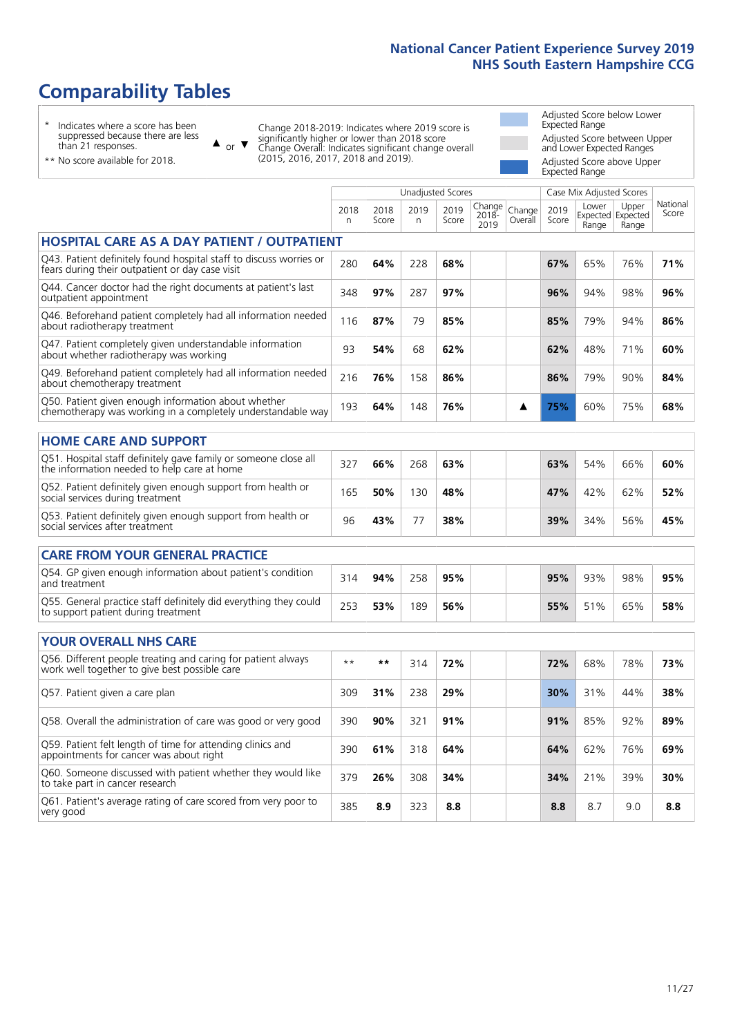# Comparability Tables

\* Indicates where a score has been suppressed because there are less than 21 responses.

\*\* No score available for 2018.

▲ or ▼ Change 2018-2019: Indicates where 2019 score is significantly higher or lower than 2018 score. Change Overall: Indicates significant change overall (2015, 2016, 2017, 2018 and 2019).

Adjusted Score below Lower Expected Range

Adjusted Score between Upper and Lower Expected Ranges

Adjusted Score above Upper Expected Range

| | Unadjusted Scores | | | | | | Case Mix Adjusted Scores | | | |
|---|---|---|---|---|---|---|---|---|---|---|
| | 2018 n | 2018 Score | 2019 n | 2019 Score | Change 2018-2019 | Change Overall | 2019 Score | Lower Expected Range | Upper Expected Range | National Score |
| **HOSPITAL CARE AS A DAY PATIENT / OUTPATIENT** | | | | | | | | | | |
| Q43. Patient definitely found hospital staff to discuss worries or fears during their outpatient or day case visit | 280 | 64% | 228 | 68% | | | 67% | 65% | 76% | 71% |
| Q44. Cancer doctor had the right documents at patient's last outpatient appointment | 348 | 97% | 287 | 97% | | | 96% | 94% | 98% | 96% |
| Q46. Beforehand patient completely had all information needed about radiotherapy treatment | 116 | 87% | 79 | 85% | | | 85% | 79% | 94% | 86% |
| Q47. Patient completely given understandable information about whether radiotherapy was working | 93 | 54% | 68 | 62% | | | 62% | 48% | 71% | 60% |
| Q49. Beforehand patient completely had all information needed about chemotherapy treatment | 216 | 76% | 158 | 86% | | | 86% | 79% | 90% | 84% |
| Q50. Patient given enough information about whether chemotherapy was working in a completely understandable way | 193 | 64% | 148 | 76% | | ▲ | 75% | 60% | 75% | 68% |
| **HOME CARE AND SUPPORT** | | | | | | | | | | |
| Q51. Hospital staff definitely gave family or someone close all the information needed to help care at home | 327 | 66% | 268 | 63% | | | 63% | 54% | 66% | 60% |
| Q52. Patient definitely given enough support from health or social services during treatment | 165 | 50% | 130 | 48% | | | 47% | 42% | 62% | 52% |
| Q53. Patient definitely given enough support from health or social services after treatment | 96 | 43% | 77 | 38% | | | 39% | 34% | 56% | 45% |
| **CARE FROM YOUR GENERAL PRACTICE** | | | | | | | | | | |
| Q54. GP given enough information about patient's condition and treatment | 314 | 94% | 258 | 95% | | | 95% | 93% | 98% | 95% |
| Q55. General practice staff definitely did everything they could to support patient during treatment | 253 | 53% | 189 | 56% | | | 55% | 51% | 65% | 58% |
| **YOUR OVERALL NHS CARE** | | | | | | | | | | |
| Q56. Different people treating and caring for patient always work well together to give best possible care | ** | ** | 314 | 72% | | | 72% | 68% | 78% | 73% |
| Q57. Patient given a care plan | 309 | 31% | 238 | 29% | | | 30% | 31% | 44% | 38% |
| Q58. Overall the administration of care was good or very good | 390 | 90% | 321 | 91% | | | 91% | 85% | 92% | 89% |
| Q59. Patient felt length of time for attending clinics and appointments for cancer was about right | 390 | 61% | 318 | 64% | | | 64% | 62% | 76% | 69% |
| Q60. Someone discussed with patient whether they would like to take part in cancer research | 379 | 26% | 308 | 34% | | | 34% | 21% | 39% | 30% |
| Q61. Patient's average rating of care scored from very poor to very good | 385 | 8.9 | 323 | 8.8 | | | 8.8 | 8.7 | 9.0 | 8.8 |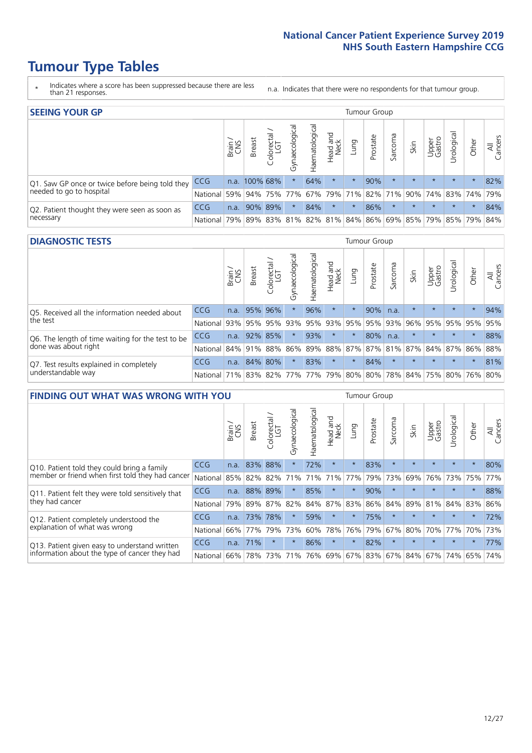# Tumour Type Tables

\* Indicates where a score has been suppressed because there are less than 21 responses.

n.a. Indicates that there were no respondents for that tumour group.

## SEEING YOUR GP

| | | Brain / CNS | Breast | Colorectal / LGT | Gynaecological | Haematological | Head and Neck | Lung | Prostate | Sarcoma | Skin | Upper Gastro | Urological | Other | All Cancers |
|---|---|---|---|---|---|---|---|---|---|---|---|---|---|---|---|
| Q1. Saw GP once or twice before being told they needed to go to hospital | CCG | n.a. | 100% | 68% | * | 64% | * | * | 90% | * | * | * | * | * | 82% |
| | National | 59% | 94% | 75% | 77% | 67% | 79% | 71% | 82% | 71% | 90% | 74% | 83% | 74% | 79% |
| Q2. Patient thought they were seen as soon as necessary | CCG | n.a. | 90% | 89% | * | 84% | * | * | 86% | * | * | * | * | * | 84% |
| | National | 79% | 89% | 83% | 81% | 82% | 81% | 84% | 86% | 69% | 85% | 79% | 85% | 79% | 84% |

## DIAGNOSTIC TESTS

| | | Brain / CNS | Breast | Colorectal / LGT | Gynaecological | Haematological | Head and Neck | Lung | Prostate | Sarcoma | Skin | Upper Gastro | Urological | Other | All Cancers |
|---|---|---|---|---|---|---|---|---|---|---|---|---|---|---|---|
| Q5. Received all the information needed about the test | CCG | n.a. | 95% | 96% | * | 96% | * | * | 90% | n.a. | * | * | * | * | 94% |
| | National | 93% | 95% | 95% | 93% | 95% | 93% | 95% | 95% | 93% | 96% | 95% | 95% | 95% | 95% |
| Q6. The length of time waiting for the test to be done was about right | CCG | n.a. | 92% | 85% | * | 93% | * | * | 80% | n.a. | * | * | * | * | 88% |
| | National | 84% | 91% | 88% | 86% | 89% | 88% | 87% | 87% | 81% | 87% | 84% | 87% | 86% | 88% |
| Q7. Test results explained in completely understandable way | CCG | n.a. | 84% | 80% | * | 83% | * | * | 84% | * | * | * | * | * | 81% |
| | National | 71% | 83% | 82% | 77% | 77% | 79% | 80% | 80% | 78% | 84% | 75% | 80% | 76% | 80% |

## FINDING OUT WHAT WAS WRONG WITH YOU

| | | Brain / CNS | Breast | Colorectal / LGT | Gynaecological | Haematological | Head and Neck | Lung | Prostate | Sarcoma | Skin | Upper Gastro | Urological | Other | All Cancers |
|---|---|---|---|---|---|---|---|---|---|---|---|---|---|---|---|
| Q10. Patient told they could bring a family member or friend when first told they had cancer | CCG | n.a. | 83% | 88% | * | 72% | * | * | 83% | * | * | * | * | * | 80% |
| | National | 85% | 82% | 82% | 71% | 71% | 71% | 77% | 79% | 73% | 69% | 76% | 73% | 75% | 77% |
| Q11. Patient felt they were told sensitively that they had cancer | CCG | n.a. | 88% | 89% | * | 85% | * | * | 90% | * | * | * | * | * | 88% |
| | National | 79% | 89% | 87% | 82% | 84% | 87% | 83% | 86% | 84% | 89% | 81% | 84% | 83% | 86% |
| Q12. Patient completely understood the explanation of what was wrong | CCG | n.a. | 73% | 78% | * | 59% | * | * | 75% | * | * | * | * | * | 72% |
| | National | 66% | 77% | 79% | 73% | 60% | 78% | 76% | 79% | 67% | 80% | 70% | 77% | 70% | 73% |
| Q13. Patient given easy to understand written information about the type of cancer they had | CCG | n.a. | 71% | * | * | 86% | * | * | 82% | * | * | * | * | * | 77% |
| | National | 66% | 78% | 73% | 71% | 76% | 69% | 67% | 83% | 67% | 84% | 67% | 74% | 65% | 74% |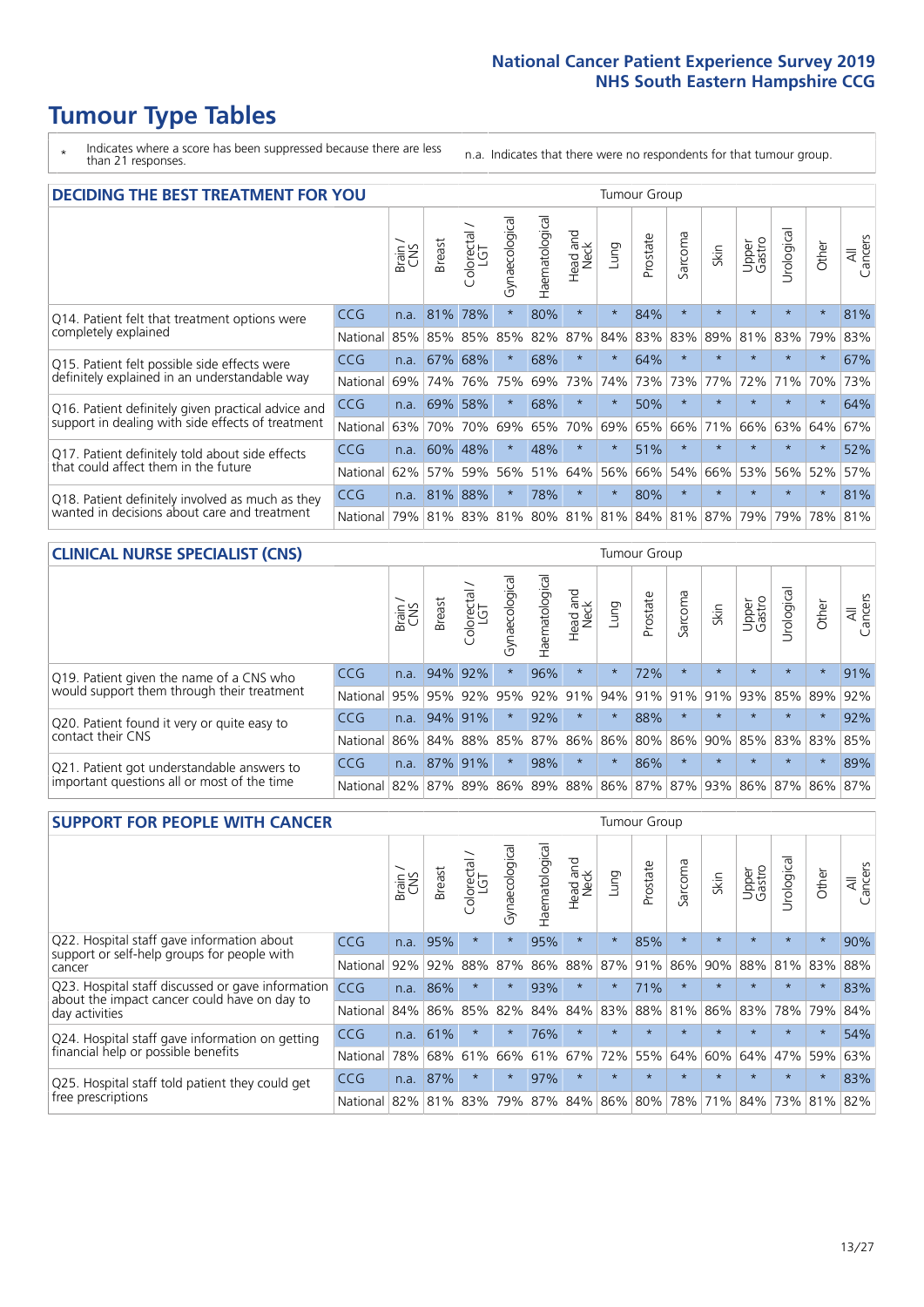# Tumour Type Tables

\* Indicates where a score has been suppressed because there are less than 21 responses.

n.a. Indicates that there were no respondents for that tumour group.

## DECIDING THE BEST TREATMENT FOR YOU

| | | Brain / CNS | Breast | Colorectal / LGT | Gynaecological | Haematological | Head and Neck | Lung | Prostate | Sarcoma | Skin | Upper Gastro | Urological | Other | All Cancers |
|---|---|---|---|---|---|---|---|---|---|---|---|---|---|---|---|
| Q14. Patient felt that treatment options were completely explained | CCG | n.a. | 81% | 78% | * | 80% | * | * | 84% | * | * | * | * | * | 81% |
| | National | 85% | 85% | 85% | 85% | 82% | 87% | 84% | 83% | 83% | 89% | 81% | 83% | 79% | 83% |
| Q15. Patient felt possible side effects were definitely explained in an understandable way | CCG | n.a. | 67% | 68% | * | 68% | * | * | 64% | * | * | * | * | * | 67% |
| | National | 69% | 74% | 76% | 75% | 69% | 73% | 74% | 73% | 73% | 77% | 72% | 71% | 70% | 73% |
| Q16. Patient definitely given practical advice and support in dealing with side effects of treatment | CCG | n.a. | 69% | 58% | * | 68% | * | * | 50% | * | * | * | * | * | 64% |
| | National | 63% | 70% | 70% | 69% | 65% | 70% | 69% | 65% | 66% | 71% | 66% | 63% | 64% | 67% |
| Q17. Patient definitely told about side effects that could affect them in the future | CCG | n.a. | 60% | 48% | * | 48% | * | * | 51% | * | * | * | * | * | 52% |
| | National | 62% | 57% | 59% | 56% | 51% | 64% | 56% | 66% | 54% | 66% | 53% | 56% | 52% | 57% |
| Q18. Patient definitely involved as much as they wanted in decisions about care and treatment | CCG | n.a. | 81% | 88% | * | 78% | * | * | 80% | * | * | * | * | * | 81% |
| | National | 79% | 81% | 83% | 81% | 80% | 81% | 81% | 84% | 81% | 87% | 79% | 79% | 78% | 81% |

## CLINICAL NURSE SPECIALIST (CNS)

| | | Brain / CNS | Breast | Colorectal / LGT | Gynaecological | Haematological | Head and Neck | Lung | Prostate | Sarcoma | Skin | Upper Gastro | Urological | Other | All Cancers |
|---|---|---|---|---|---|---|---|---|---|---|---|---|---|---|---|
| Q19. Patient given the name of a CNS who would support them through their treatment | CCG | n.a. | 94% | 92% | * | 96% | * | * | 72% | * | * | * | * | * | 91% |
| | National | 95% | 95% | 92% | 95% | 92% | 91% | 94% | 91% | 91% | 91% | 93% | 85% | 89% | 92% |
| Q20. Patient found it very or quite easy to contact their CNS | CCG | n.a. | 94% | 91% | * | 92% | * | * | 88% | * | * | * | * | * | 92% |
| | National | 86% | 84% | 88% | 85% | 87% | 86% | 86% | 80% | 86% | 90% | 85% | 83% | 83% | 85% |
| Q21. Patient got understandable answers to important questions all or most of the time | CCG | n.a. | 87% | 91% | * | 98% | * | * | 86% | * | * | * | * | * | 89% |
| | National | 82% | 87% | 89% | 86% | 89% | 88% | 86% | 87% | 87% | 93% | 86% | 87% | 86% | 87% |

## SUPPORT FOR PEOPLE WITH CANCER

| | | Brain / CNS | Breast | Colorectal / LGT | Gynaecological | Haematological | Head and Neck | Lung | Prostate | Sarcoma | Skin | Upper Gastro | Urological | Other | All Cancers |
|---|---|---|---|---|---|---|---|---|---|---|---|---|---|---|---|
| Q22. Hospital staff gave information about support or self-help groups for people with cancer | CCG | n.a. | 95% | * | * | 95% | * | * | 85% | * | * | * | * | * | 90% |
| | National | 92% | 92% | 88% | 87% | 86% | 88% | 87% | 91% | 86% | 90% | 88% | 81% | 83% | 88% |
| Q23. Hospital staff discussed or gave information about the impact cancer could have on day to day activities | CCG | n.a. | 86% | * | * | 93% | * | * | 71% | * | * | * | * | * | 83% |
| | National | 84% | 86% | 85% | 82% | 84% | 84% | 83% | 88% | 81% | 86% | 83% | 78% | 79% | 84% |
| Q24. Hospital staff gave information on getting financial help or possible benefits | CCG | n.a. | 61% | * | * | 76% | * | * | * | * | * | * | * | * | 54% |
| | National | 78% | 68% | 61% | 66% | 61% | 67% | 72% | 55% | 64% | 60% | 64% | 47% | 59% | 63% |
| Q25. Hospital staff told patient they could get free prescriptions | CCG | n.a. | 87% | * | * | 97% | * | * | * | * | * | * | * | * | 83% |
| | National | 82% | 81% | 83% | 79% | 87% | 84% | 86% | 80% | 78% | 71% | 84% | 73% | 81% | 82% |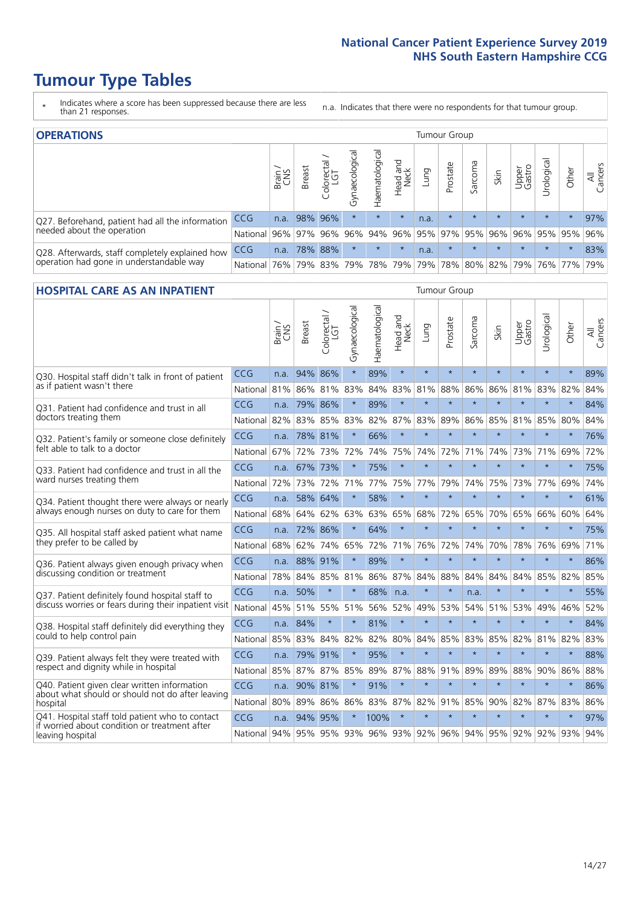# Tumour Type Tables

\* Indicates where a score has been suppressed because there are less than 21 responses.

n.a. Indicates that there were no respondents for that tumour group.

## OPERATIONS

| | | Brain / CNS | Breast | Colorectal / LGT | Gynaecological | Haematological | Head and Neck | Lung | Prostate | Sarcoma | Skin | Upper Gastro | Urological | Other | All Cancers |
|---|---|---|---|---|---|---|---|---|---|---|---|---|---|---|---|
| Q27. Beforehand, patient had all the information needed about the operation | CCG | n.a. | 98% | 96% | * | * | * | n.a. | * | * | * | * | * | * | 97% |
| | National | 96% | 97% | 96% | 96% | 94% | 96% | 95% | 97% | 95% | 96% | 96% | 95% | 95% | 96% |
| Q28. Afterwards, staff completely explained how operation had gone in understandable way | CCG | n.a. | 78% | 88% | * | * | * | n.a. | * | * | * | * | * | * | 83% |
| | National | 76% | 79% | 83% | 79% | 78% | 79% | 79% | 78% | 80% | 82% | 79% | 76% | 77% | 79% |

## HOSPITAL CARE AS AN INPATIENT

| | | Brain / CNS | Breast | Colorectal / LGT | Gynaecological | Haematological | Head and Neck | Lung | Prostate | Sarcoma | Skin | Upper Gastro | Urological | Other | All Cancers |
|---|---|---|---|---|---|---|---|---|---|---|---|---|---|---|---|
| Q30. Hospital staff didn't talk in front of patient as if patient wasn't there | CCG | n.a. | 94% | 86% | * | 89% | * | * | * | * | * | * | * | * | 89% |
| | National | 81% | 86% | 81% | 83% | 84% | 83% | 81% | 88% | 86% | 86% | 81% | 83% | 82% | 84% |
| Q31. Patient had confidence and trust in all doctors treating them | CCG | n.a. | 79% | 86% | * | 89% | * | * | * | * | * | * | * | * | 84% |
| | National | 82% | 83% | 85% | 83% | 82% | 87% | 83% | 89% | 86% | 85% | 81% | 85% | 80% | 84% |
| Q32. Patient's family or someone close definitely felt able to talk to a doctor | CCG | n.a. | 78% | 81% | * | 66% | * | * | * | * | * | * | * | * | 76% |
| | National | 67% | 72% | 73% | 72% | 74% | 75% | 74% | 72% | 71% | 74% | 73% | 71% | 69% | 72% |
| Q33. Patient had confidence and trust in all the ward nurses treating them | CCG | n.a. | 67% | 73% | * | 75% | * | * | * | * | * | * | * | * | 75% |
| | National | 72% | 73% | 72% | 71% | 77% | 75% | 77% | 79% | 74% | 75% | 73% | 77% | 69% | 74% |
| Q34. Patient thought there were always or nearly always enough nurses on duty to care for them | CCG | n.a. | 58% | 64% | * | 58% | * | * | * | * | * | * | * | * | 61% |
| | National | 68% | 64% | 62% | 63% | 63% | 65% | 68% | 72% | 65% | 70% | 65% | 66% | 60% | 64% |
| Q35. All hospital staff asked patient what name they prefer to be called by | CCG | n.a. | 72% | 86% | * | 64% | * | * | * | * | * | * | * | * | 75% |
| | National | 68% | 62% | 74% | 65% | 72% | 71% | 76% | 72% | 74% | 70% | 78% | 76% | 69% | 71% |
| Q36. Patient always given enough privacy when discussing condition or treatment | CCG | n.a. | 88% | 91% | * | 89% | * | * | * | * | * | * | * | * | 86% |
| | National | 78% | 84% | 85% | 81% | 86% | 87% | 84% | 88% | 84% | 84% | 84% | 85% | 82% | 85% |
| Q37. Patient definitely found hospital staff to discuss worries or fears during their inpatient visit | CCG | n.a. | 50% | * | * | 68% | n.a. | * | * | n.a. | * | * | * | * | 55% |
| | National | 45% | 51% | 55% | 51% | 56% | 52% | 49% | 53% | 54% | 51% | 53% | 49% | 46% | 52% |
| Q38. Hospital staff definitely did everything they could to help control pain | CCG | n.a. | 84% | * | * | 81% | * | * | * | * | * | * | * | * | 84% |
| | National | 85% | 83% | 84% | 82% | 82% | 80% | 84% | 85% | 83% | 85% | 82% | 81% | 82% | 83% |
| Q39. Patient always felt they were treated with respect and dignity while in hospital | CCG | n.a. | 79% | 91% | * | 95% | * | * | * | * | * | * | * | * | 88% |
| | National | 85% | 87% | 87% | 85% | 89% | 87% | 88% | 91% | 89% | 89% | 88% | 90% | 86% | 88% |
| Q40. Patient given clear written information about what should or should not do after leaving hospital | CCG | n.a. | 90% | 81% | * | 91% | * | * | * | * | * | * | * | * | 86% |
| | National | 80% | 89% | 86% | 86% | 83% | 87% | 82% | 91% | 85% | 90% | 82% | 87% | 83% | 86% |
| Q41. Hospital staff told patient who to contact if worried about condition or treatment after leaving hospital | CCG | n.a. | 94% | 95% | * | 100% | * | * | * | * | * | * | * | * | 97% |
| | National | 94% | 95% | 95% | 93% | 96% | 93% | 92% | 96% | 94% | 95% | 92% | 92% | 93% | 94% |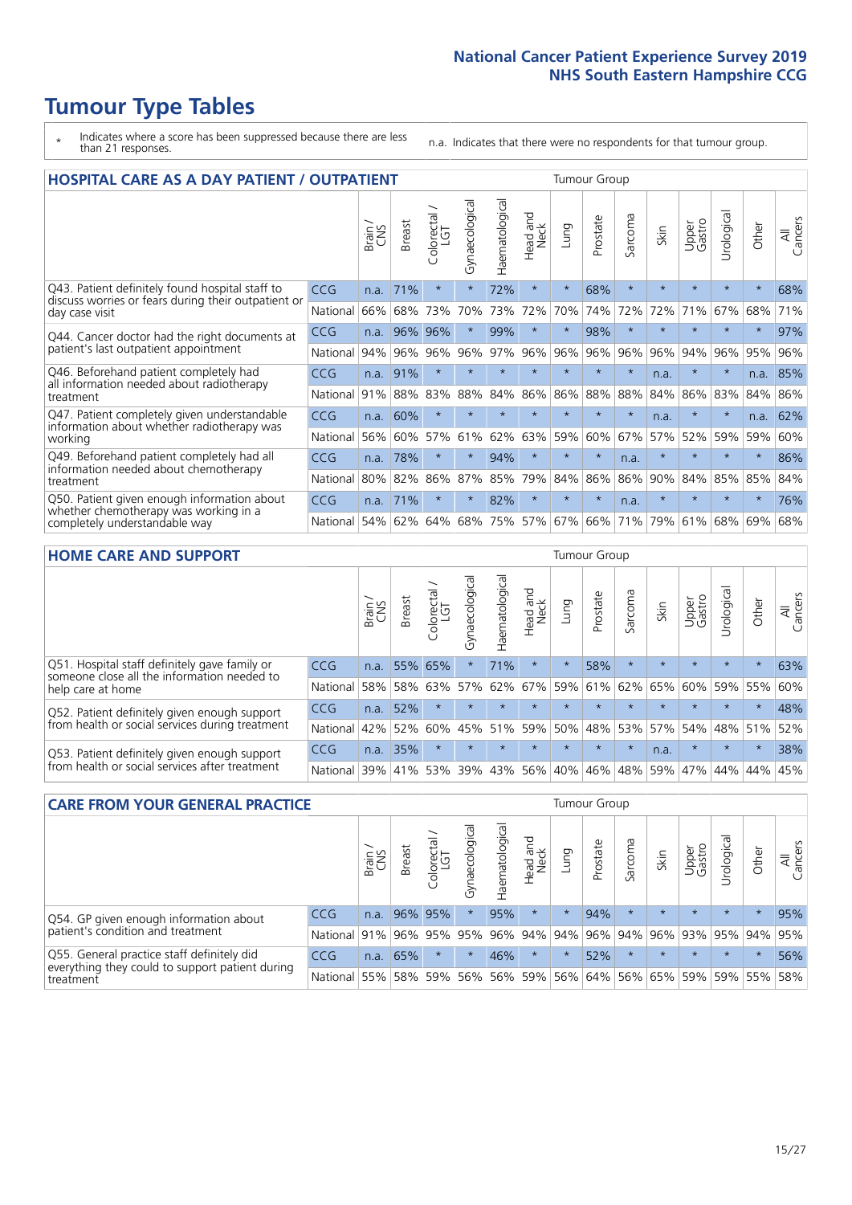# Tumour Type Tables

* Indicates where a score has been suppressed because there are less than 21 responses.

n.a. Indicates that there were no respondents for that tumour group.

## HOSPITAL CARE AS A DAY PATIENT / OUTPATIENT

| | | Brain / CNS | Breast | Colorectal / LGT | Gynaecological | Haematological | Head and Neck | Lung | Prostate | Sarcoma | Skin | Upper Gastro | Urological | Other | All Cancers |
|---|---|---|---|---|---|---|---|---|---|---|---|---|---|---|---|
| Q43. Patient definitely found hospital staff to discuss worries or fears during their outpatient or day case visit | CCG | n.a. | 71% | * | * | 72% | * | * | 68% | * | * | * | * | * | 68% |
| | National | 66% | 68% | 73% | 70% | 73% | 72% | 70% | 74% | 72% | 72% | 71% | 67% | 68% | 71% |
| Q44. Cancer doctor had the right documents at patient's last outpatient appointment | CCG | n.a. | 96% | 96% | * | 99% | * | * | 98% | * | * | * | * | * | 97% |
| | National | 94% | 96% | 96% | 96% | 97% | 96% | 96% | 96% | 96% | 96% | 94% | 96% | 95% | 96% |
| Q46. Beforehand patient completely had all information needed about radiotherapy treatment | CCG | n.a. | 91% | * | * | * | * | * | * | * | n.a. | * | * | n.a. | 85% |
| | National | 91% | 88% | 83% | 88% | 84% | 86% | 86% | 88% | 88% | 84% | 86% | 83% | 84% | 86% |
| Q47. Patient completely given understandable information about whether radiotherapy was working | CCG | n.a. | 60% | * | * | * | * | * | * | * | n.a. | * | * | n.a. | 62% |
| | National | 56% | 60% | 57% | 61% | 62% | 63% | 59% | 60% | 67% | 57% | 52% | 59% | 59% | 60% |
| Q49. Beforehand patient completely had all information needed about chemotherapy treatment | CCG | n.a. | 78% | * | * | 94% | * | * | * | n.a. | * | * | * | * | 86% |
| | National | 80% | 82% | 86% | 87% | 85% | 79% | 84% | 86% | 86% | 90% | 84% | 85% | 85% | 84% |
| Q50. Patient given enough information about whether chemotherapy was working in a completely understandable way | CCG | n.a. | 71% | * | * | 82% | * | * | * | n.a. | * | * | * | * | 76% |
| | National | 54% | 62% | 64% | 68% | 75% | 57% | 67% | 66% | 71% | 79% | 61% | 68% | 69% | 68% |

## HOME CARE AND SUPPORT

| | | Brain / CNS | Breast | Colorectal / LGT | Gynaecological | Haematological | Head and Neck | Lung | Prostate | Sarcoma | Skin | Upper Gastro | Urological | Other | All Cancers |
|---|---|---|---|---|---|---|---|---|---|---|---|---|---|---|---|
| Q51. Hospital staff definitely gave family or someone close all the information needed to help care at home | CCG | n.a. | 55% | 65% | * | 71% | * | * | 58% | * | * | * | * | * | 63% |
| | National | 58% | 58% | 63% | 57% | 62% | 67% | 59% | 61% | 62% | 65% | 60% | 59% | 55% | 60% |
| Q52. Patient definitely given enough support from health or social services during treatment | CCG | n.a. | 52% | * | * | * | * | * | * | * | * | * | * | * | 48% |
| | National | 42% | 52% | 60% | 45% | 51% | 59% | 50% | 48% | 53% | 57% | 54% | 48% | 51% | 52% |
| Q53. Patient definitely given enough support from health or social services after treatment | CCG | n.a. | 35% | * | * | * | * | * | * | * | n.a. | * | * | * | 38% |
| | National | 39% | 41% | 53% | 39% | 43% | 56% | 40% | 46% | 48% | 59% | 47% | 44% | 44% | 45% |

## CARE FROM YOUR GENERAL PRACTICE

| | | Brain / CNS | Breast | Colorectal / LGT | Gynaecological | Haematological | Head and Neck | Lung | Prostate | Sarcoma | Skin | Upper Gastro | Urological | Other | All Cancers |
|---|---|---|---|---|---|---|---|---|---|---|---|---|---|---|---|
| Q54. GP given enough information about patient's condition and treatment | CCG | n.a. | 96% | 95% | * | 95% | * | * | 94% | * | * | * | * | * | 95% |
| | National | 91% | 96% | 95% | 95% | 96% | 94% | 94% | 96% | 94% | 96% | 93% | 95% | 94% | 95% |
| Q55. General practice staff definitely did everything they could to support patient during treatment | CCG | n.a. | 65% | * | * | 46% | * | * | 52% | * | * | * | * | * | 56% |
| | National | 55% | 58% | 59% | 56% | 56% | 59% | 56% | 64% | 56% | 65% | 59% | 59% | 55% | 58% |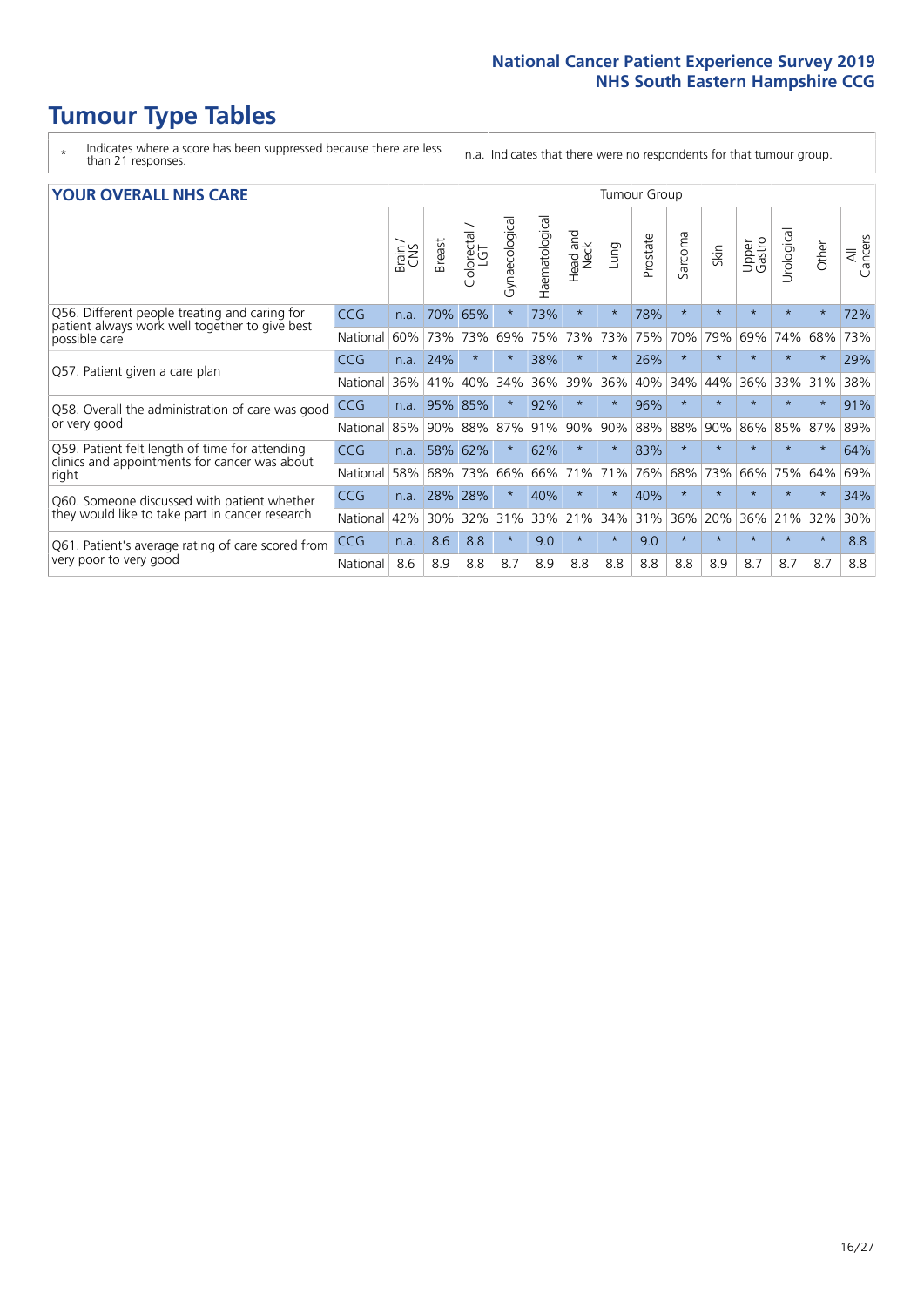# Tumour Type Tables

\* Indicates where a score has been suppressed because there are less than 21 responses.

n.a. Indicates that there were no respondents for that tumour group.

## YOUR OVERALL NHS CARE

| | | Brain / CNS | Breast | Colorectal / LGT | Gynaecological | Haematological | Head and Neck | Lung | Prostate | Sarcoma | Skin | Upper Gastro | Urological | Other | All Cancers |
|---|---|---|---|---|---|---|---|---|---|---|---|---|---|---|---|
| Q56. Different people treating and caring for patient always work well together to give best possible care | CCG | n.a. | 70% | 65% | * | 73% | * | * | 78% | * | * | * | * | * | 72% |
| | National | 60% | 73% | 73% | 69% | 75% | 73% | 73% | 75% | 70% | 79% | 69% | 74% | 68% | 73% |
| Q57. Patient given a care plan | CCG | n.a. | 24% | * | * | 38% | * | * | 26% | * | * | * | * | * | 29% |
| | National | 36% | 41% | 40% | 34% | 36% | 39% | 36% | 40% | 34% | 44% | 36% | 33% | 31% | 38% |
| Q58. Overall the administration of care was good or very good | CCG | n.a. | 95% | 85% | * | 92% | * | * | 96% | * | * | * | * | * | 91% |
| | National | 85% | 90% | 88% | 87% | 91% | 90% | 90% | 88% | 88% | 90% | 86% | 85% | 87% | 89% |
| Q59. Patient felt length of time for attending clinics and appointments for cancer was about right | CCG | n.a. | 58% | 62% | * | 62% | * | * | 83% | * | * | * | * | * | 64% |
| | National | 58% | 68% | 73% | 66% | 66% | 71% | 71% | 76% | 68% | 73% | 66% | 75% | 64% | 69% |
| Q60. Someone discussed with patient whether they would like to take part in cancer research | CCG | n.a. | 28% | 28% | * | 40% | * | * | 40% | * | * | * | * | * | 34% |
| | National | 42% | 30% | 32% | 31% | 33% | 21% | 34% | 31% | 36% | 20% | 36% | 21% | 32% | 30% |
| Q61. Patient's average rating of care scored from very poor to very good | CCG | n.a. | 8.6 | 8.8 | * | 9.0 | * | * | 9.0 | * | * | * | * | * | 8.8 |
| | National | 8.6 | 8.9 | 8.8 | 8.7 | 8.9 | 8.8 | 8.8 | 8.8 | 8.8 | 8.9 | 8.7 | 8.7 | 8.7 | 8.8 |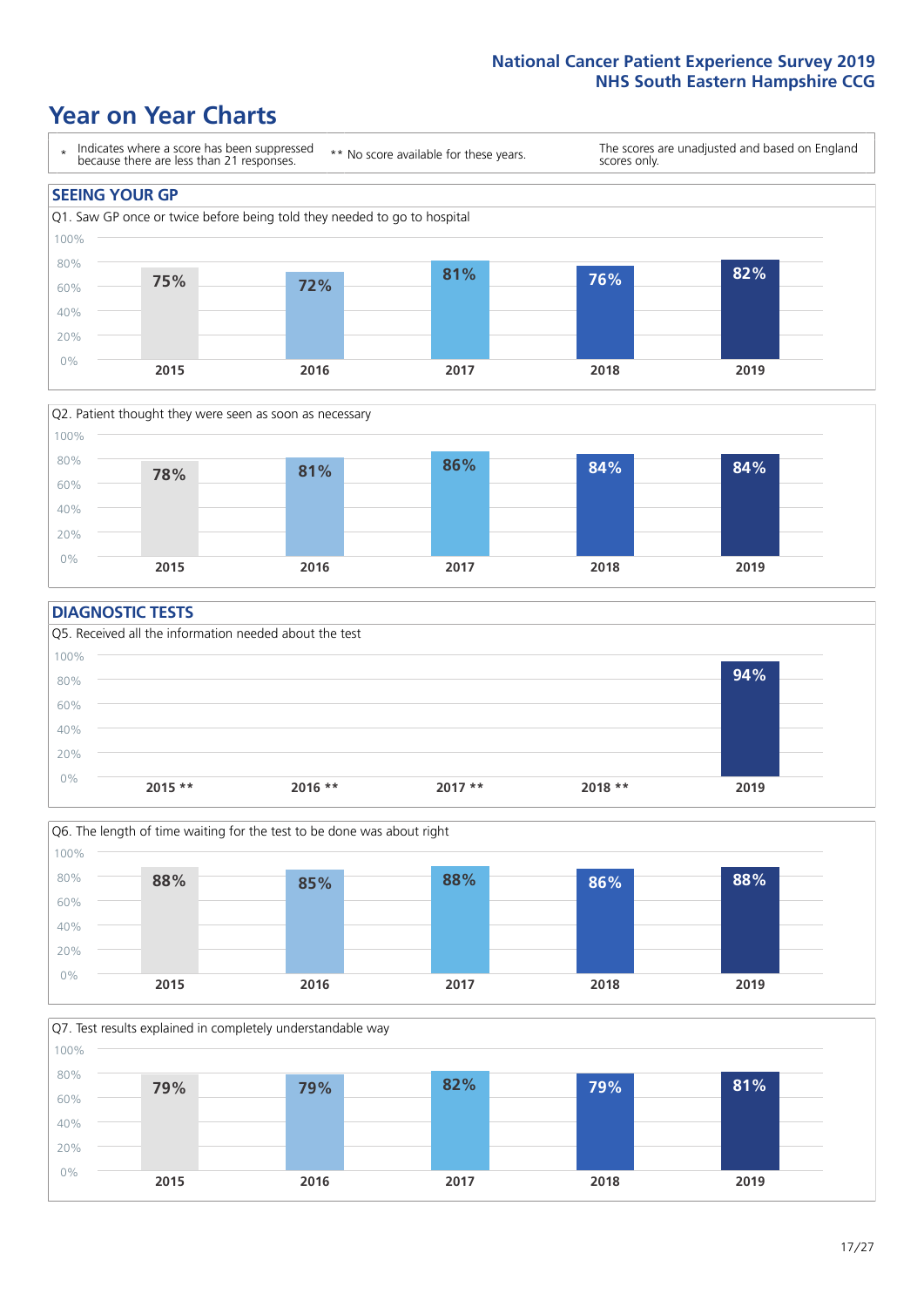National Cancer Patient Experience Survey 2019
NHS South Eastern Hampshire CCG

# Year on Year Charts

\* Indicates where a score has been suppressed because there are less than 21 responses.

\*\* No score available for these years.

The scores are unadjusted and based on England scores only.

## SEEING YOUR GP

Q1. Saw GP once or twice before being told they needed to go to hospital

| 2015 | 2016 | 2017 | 2018 | 2019 |
|---|---|---|---|---|
| 75% | 72% | 81% | 76% | 82% |

Q2. Patient thought they were seen as soon as necessary

| 2015 | 2016 | 2017 | 2018 | 2019 |
|---|---|---|---|---|
| 78% | 81% | 86% | 84% | 84% |

## DIAGNOSTIC TESTS

Q5. Received all the information needed about the test

| 2015 ** | 2016 ** | 2017 ** | 2018 ** | 2019 |
|---|---|---|---|---|
| | | | | 94% |

Q6. The length of time waiting for the test to be done was about right

| 2015 | 2016 | 2017 | 2018 | 2019 |
|---|---|---|---|---|
| 88% | 85% | 88% | 86% | 88% |

Q7. Test results explained in completely understandable way

| 2015 | 2016 | 2017 | 2018 | 2019 |
|---|---|---|---|---|
| 79% | 79% | 82% | 79% | 81% |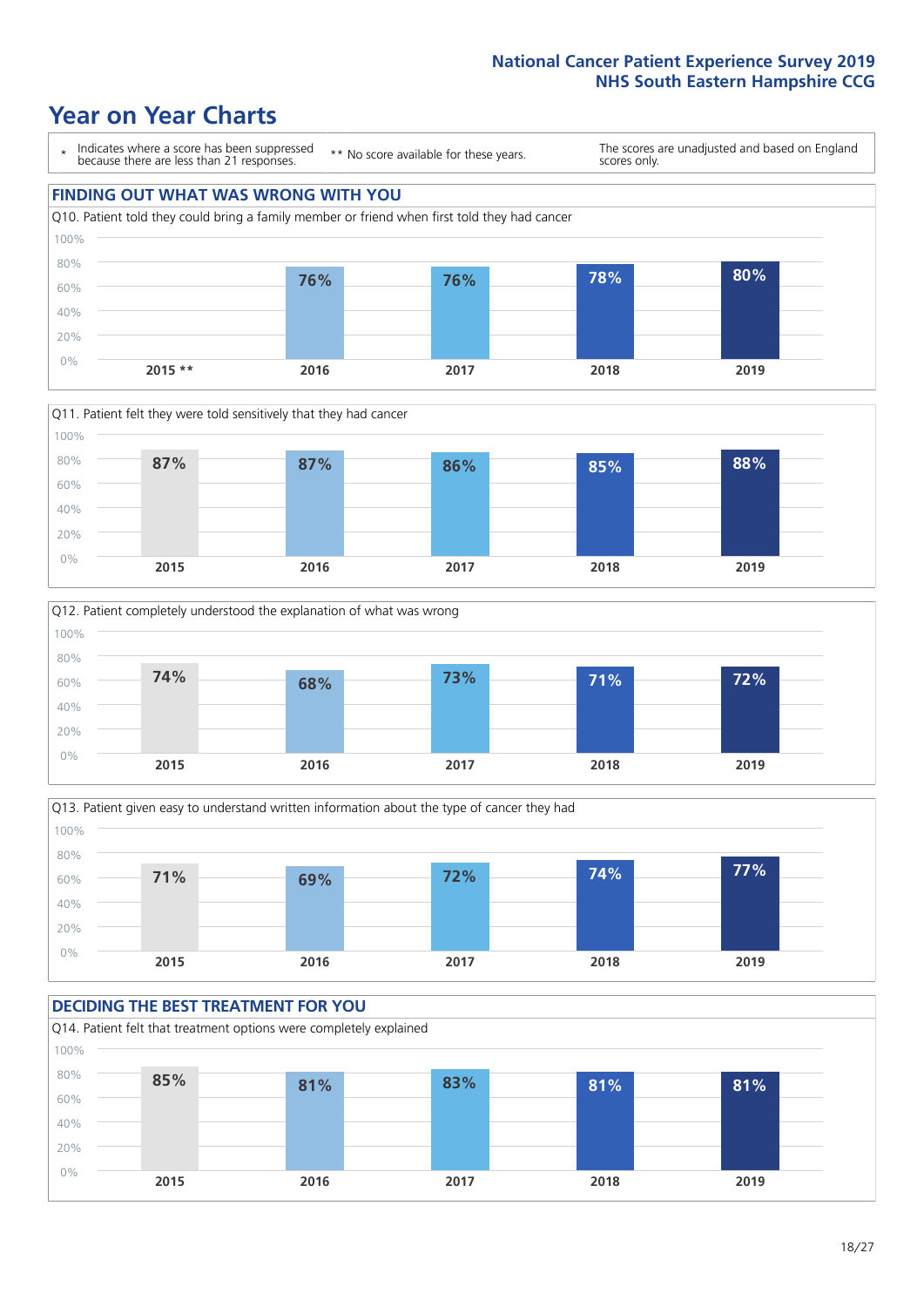# Year on Year Charts

\* Indicates where a score has been suppressed because there are less than 21 responses.

** No score available for these years.

The scores are unadjusted and based on England scores only.

## FINDING OUT WHAT WAS WRONG WITH YOU

Q10. Patient told they could bring a family member or friend when first told they had cancer

| 2015 ** | 2016 | 2017 | 2018 | 2019 |
|---|---|---|---|---|
| | 76% | 76% | 78% | 80% |

Q11. Patient felt they were told sensitively that they had cancer

| 2015 | 2016 | 2017 | 2018 | 2019 |
|---|---|---|---|---|
| 87% | 87% | 86% | 85% | 88% |

Q12. Patient completely understood the explanation of what was wrong

| 2015 | 2016 | 2017 | 2018 | 2019 |
|---|---|---|---|---|
| 74% | 68% | 73% | 71% | 72% |

Q13. Patient given easy to understand written information about the type of cancer they had

| 2015 | 2016 | 2017 | 2018 | 2019 |
|---|---|---|---|---|
| 71% | 69% | 72% | 74% | 77% |

## DECIDING THE BEST TREATMENT FOR YOU

Q14. Patient felt that treatment options were completely explained

| 2015 | 2016 | 2017 | 2018 | 2019 |
|---|---|---|---|---|
| 85% | 81% | 83% | 81% | 81% |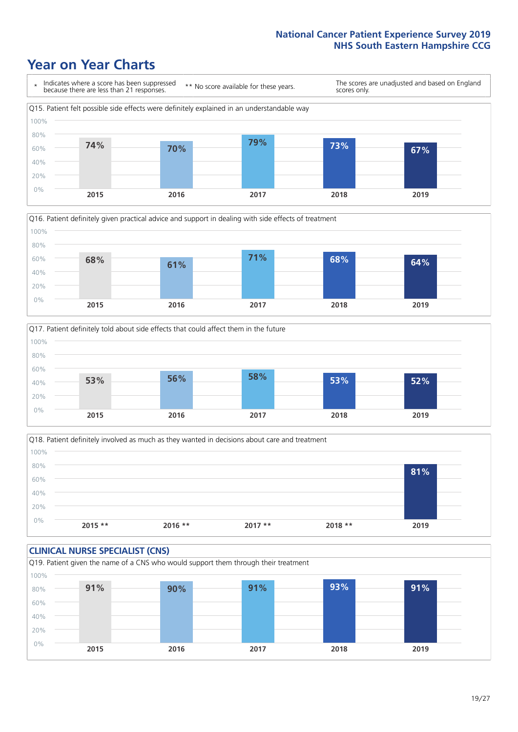# Year on Year Charts

\* Indicates where a score has been suppressed because there are less than 21 responses.

** No score available for these years.

The scores are unadjusted and based on England scores only.

Q15. Patient felt possible side effects were definitely explained in an understandable way

| 2015 | 2016 | 2017 | 2018 | 2019 |
|---|---|---|---|---|
| 74% | 70% | 79% | 73% | 67% |

Q16. Patient definitely given practical advice and support in dealing with side effects of treatment

| 2015 | 2016 | 2017 | 2018 | 2019 |
|---|---|---|---|---|
| 68% | 61% | 71% | 68% | 64% |

Q17. Patient definitely told about side effects that could affect them in the future

| 2015 | 2016 | 2017 | 2018 | 2019 |
|---|---|---|---|---|
| 53% | 56% | 58% | 53% | 52% |

Q18. Patient definitely involved as much as they wanted in decisions about care and treatment

| 2015 ** | 2016 ** | 2017 ** | 2018 ** | 2019 |
|---|---|---|---|---|
| | | | | 81% |

## CLINICAL NURSE SPECIALIST (CNS)

Q19. Patient given the name of a CNS who would support them through their treatment

| 2015 | 2016 | 2017 | 2018 | 2019 |
|---|---|---|---|---|
| 91% | 90% | 91% | 93% | 91% |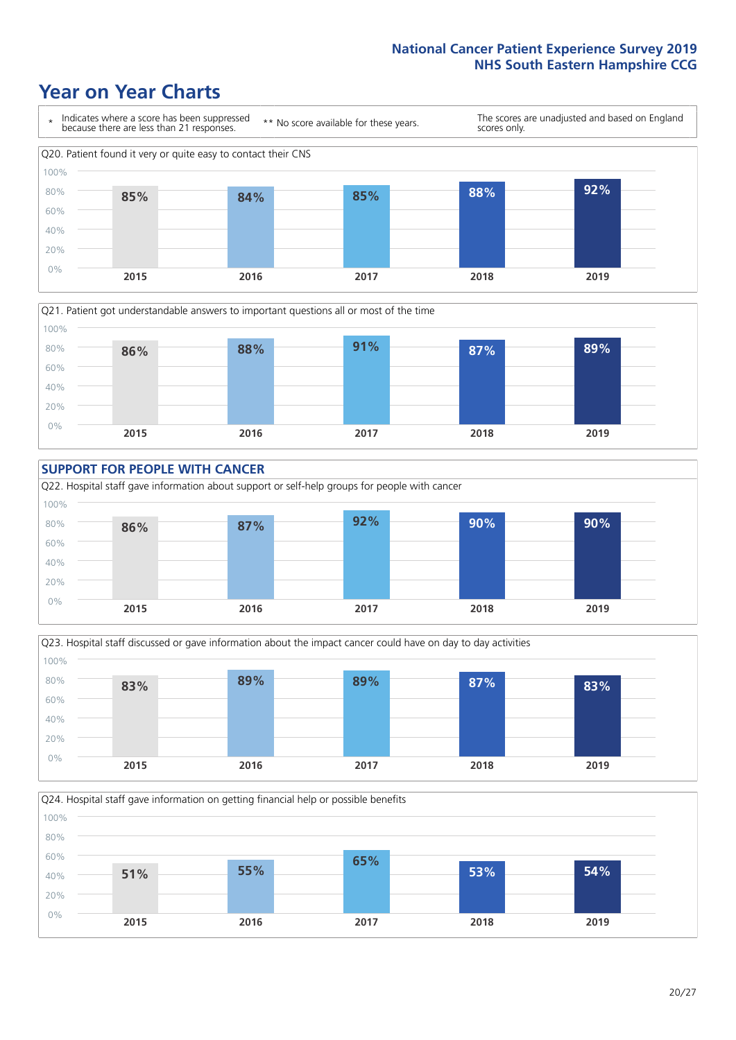# Year on Year Charts

\* Indicates where a score has been suppressed because there are less than 21 responses.

** No score available for these years.

The scores are unadjusted and based on England scores only.

Q20. Patient found it very or quite easy to contact their CNS

| 2015 | 2016 | 2017 | 2018 | 2019 |
|---|---|---|---|---|
| 85% | 84% | 85% | 88% | 92% |

Q21. Patient got understandable answers to important questions all or most of the time

| 2015 | 2016 | 2017 | 2018 | 2019 |
|---|---|---|---|---|
| 86% | 88% | 91% | 87% | 89% |

## SUPPORT FOR PEOPLE WITH CANCER

Q22. Hospital staff gave information about support or self-help groups for people with cancer

| 2015 | 2016 | 2017 | 2018 | 2019 |
|---|---|---|---|---|
| 86% | 87% | 92% | 90% | 90% |

Q23. Hospital staff discussed or gave information about the impact cancer could have on day to day activities

| 2015 | 2016 | 2017 | 2018 | 2019 |
|---|---|---|---|---|
| 83% | 89% | 89% | 87% | 83% |

Q24. Hospital staff gave information on getting financial help or possible benefits

| 2015 | 2016 | 2017 | 2018 | 2019 |
|---|---|---|---|---|
| 51% | 55% | 65% | 53% | 54% |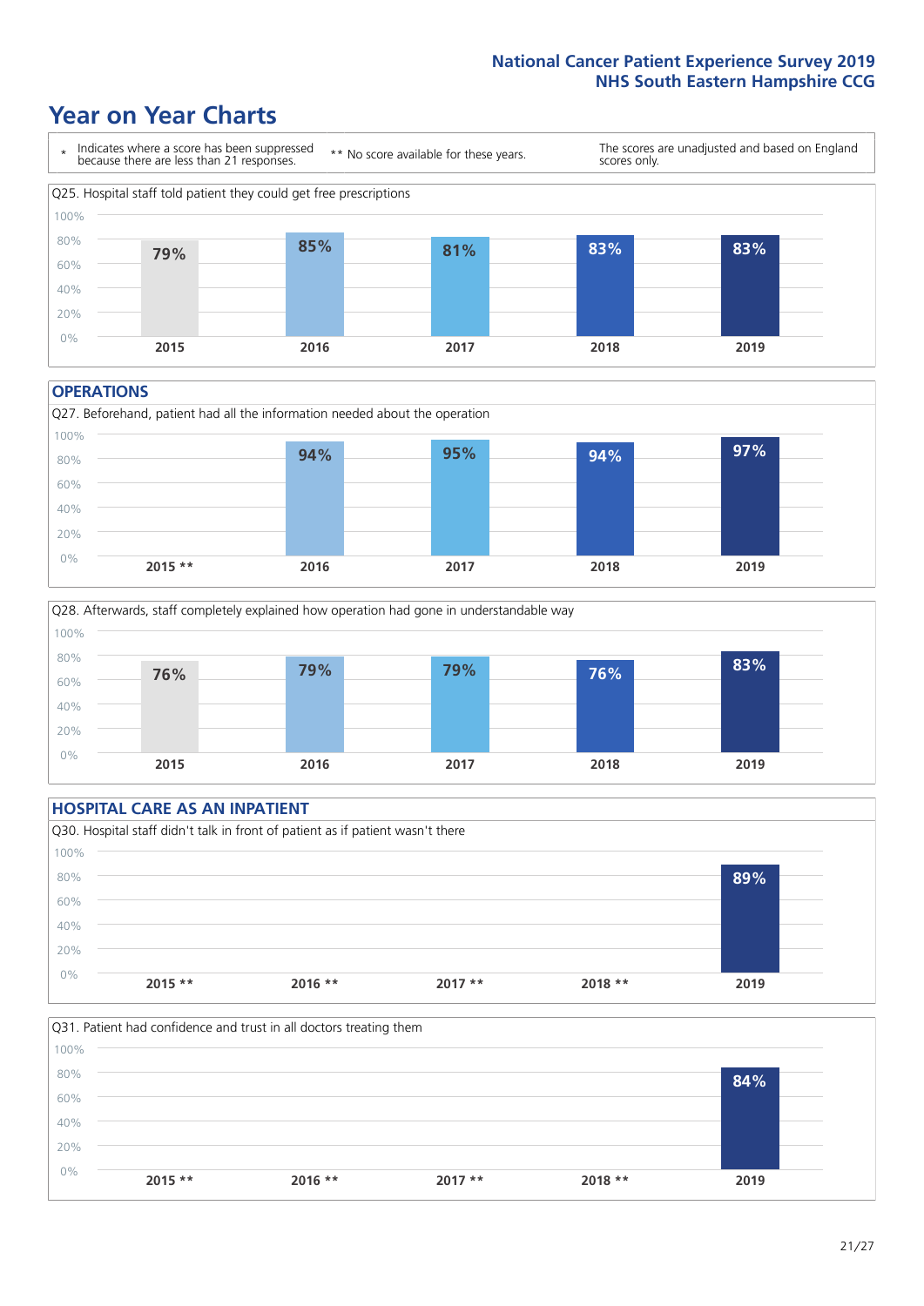National Cancer Patient Experience Survey 2019
NHS South Eastern Hampshire CCG

# Year on Year Charts

\* Indicates where a score has been suppressed because there are less than 21 responses.

\*\* No score available for these years.

The scores are unadjusted and based on England scores only.

Q25. Hospital staff told patient they could get free prescriptions

| 2015 | 2016 | 2017 | 2018 | 2019 |
|---|---|---|---|---|
| 79% | 85% | 81% | 83% | 83% |

## OPERATIONS

Q27. Beforehand, patient had all the information needed about the operation

| 2015 ** | 2016 | 2017 | 2018 | 2019 |
|---|---|---|---|---|
| | 94% | 95% | 94% | 97% |

Q28. Afterwards, staff completely explained how operation had gone in understandable way

| 2015 | 2016 | 2017 | 2018 | 2019 |
|---|---|---|---|---|
| 76% | 79% | 79% | 76% | 83% |

## HOSPITAL CARE AS AN INPATIENT

Q30. Hospital staff didn't talk in front of patient as if patient wasn't there

| 2015 ** | 2016 ** | 2017 ** | 2018 ** | 2019 |
|---|---|---|---|---|
| | | | | 89% |

Q31. Patient had confidence and trust in all doctors treating them

| 2015 ** | 2016 ** | 2017 ** | 2018 ** | 2019 |
|---|---|---|---|---|
| | | | | 84% |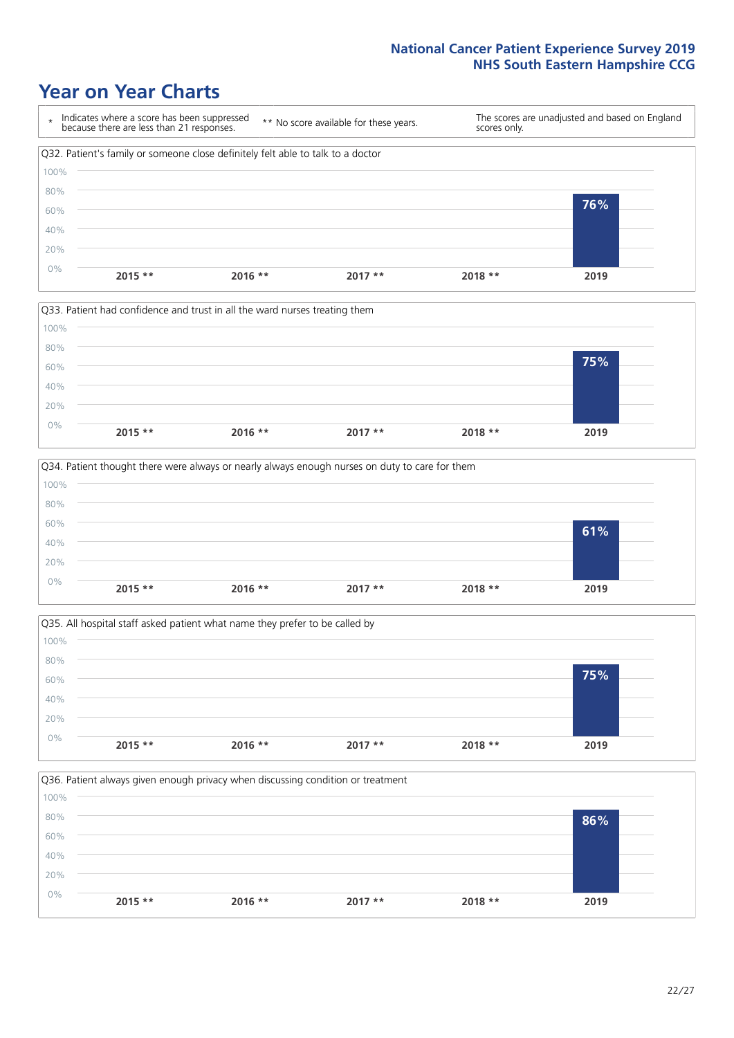# Year on Year Charts

\* Indicates where a score has been suppressed because there are less than 21 responses.

** No score available for these years.

The scores are unadjusted and based on England scores only.

Q32. Patient's family or someone close definitely felt able to talk to a doctor

| 2015 ** | 2016 ** | 2017 ** | 2018 ** | 2019 |
|---|---|---|---|---|
| | | | | 76% |

Q33. Patient had confidence and trust in all the ward nurses treating them

| 2015 ** | 2016 ** | 2017 ** | 2018 ** | 2019 |
|---|---|---|---|---|
| | | | | 75% |

Q34. Patient thought there were always or nearly always enough nurses on duty to care for them

| 2015 ** | 2016 ** | 2017 ** | 2018 ** | 2019 |
|---|---|---|---|---|
| | | | | 61% |

Q35. All hospital staff asked patient what name they prefer to be called by

| 2015 ** | 2016 ** | 2017 ** | 2018 ** | 2019 |
|---|---|---|---|---|
| | | | | 75% |

Q36. Patient always given enough privacy when discussing condition or treatment

| 2015 ** | 2016 ** | 2017 ** | 2018 ** | 2019 |
|---|---|---|---|---|
| | | | | 86% |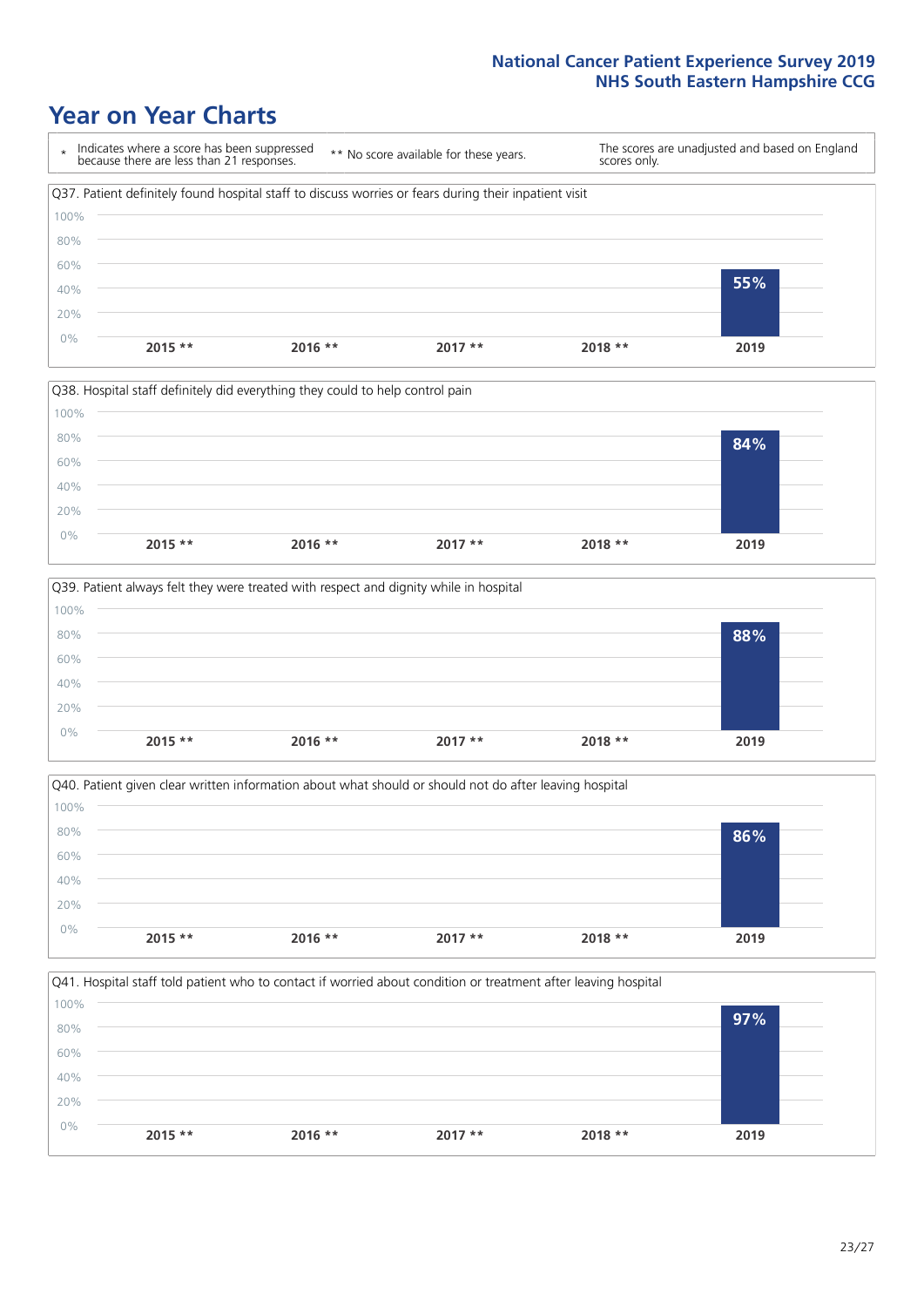# Year on Year Charts

| * Indicates where a score has been suppressed because there are less than 21 responses. | ** No score available for these years. | The scores are unadjusted and based on England scores only. |
|---|---|---|

Q37. Patient definitely found hospital staff to discuss worries or fears during their inpatient visit

| 2015 ** | 2016 ** | 2017 ** | 2018 ** | 2019 |
|---|---|---|---|---|
| | | | | 55% |

Q38. Hospital staff definitely did everything they could to help control pain

| 2015 ** | 2016 ** | 2017 ** | 2018 ** | 2019 |
|---|---|---|---|---|
| | | | | 84% |

Q39. Patient always felt they were treated with respect and dignity while in hospital

| 2015 ** | 2016 ** | 2017 ** | 2018 ** | 2019 |
|---|---|---|---|---|
| | | | | 88% |

Q40. Patient given clear written information about what should or should not do after leaving hospital

| 2015 ** | 2016 ** | 2017 ** | 2018 ** | 2019 |
|---|---|---|---|---|
| | | | | 86% |

Q41. Hospital staff told patient who to contact if worried about condition or treatment after leaving hospital

| 2015 ** | 2016 ** | 2017 ** | 2018 ** | 2019 |
|---|---|---|---|---|
| | | | | 97% |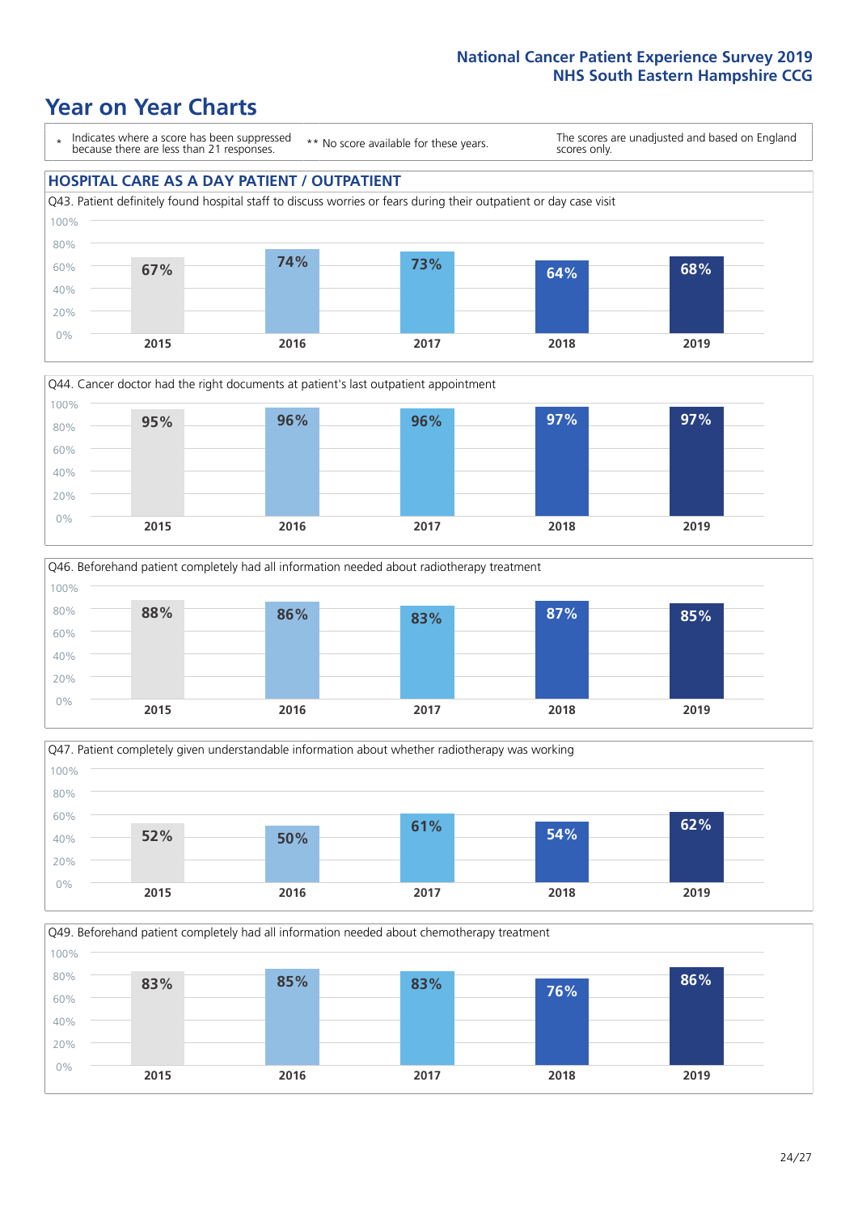# Year on Year Charts

\* Indicates where a score has been suppressed because there are less than 21 responses.

** No score available for these years.

The scores are unadjusted and based on England scores only.

## HOSPITAL CARE AS A DAY PATIENT / OUTPATIENT

Q43. Patient definitely found hospital staff to discuss worries or fears during their outpatient or day case visit

| 2015 | 2016 | 2017 | 2018 | 2019 |
|---|---|---|---|---|
| 67% | 74% | 73% | 64% | 68% |

Q44. Cancer doctor had the right documents at patient's last outpatient appointment

| 2015 | 2016 | 2017 | 2018 | 2019 |
|---|---|---|---|---|
| 95% | 96% | 96% | 97% | 97% |

Q46. Beforehand patient completely had all information needed about radiotherapy treatment

| 2015 | 2016 | 2017 | 2018 | 2019 |
|---|---|---|---|---|
| 88% | 86% | 83% | 87% | 85% |

Q47. Patient completely given understandable information about whether radiotherapy was working

| 2015 | 2016 | 2017 | 2018 | 2019 |
|---|---|---|---|---|
| 52% | 50% | 61% | 54% | 62% |

Q49. Beforehand patient completely had all information needed about chemotherapy treatment

| 2015 | 2016 | 2017 | 2018 | 2019 |
|---|---|---|---|---|
| 83% | 85% | 83% | 76% | 86% |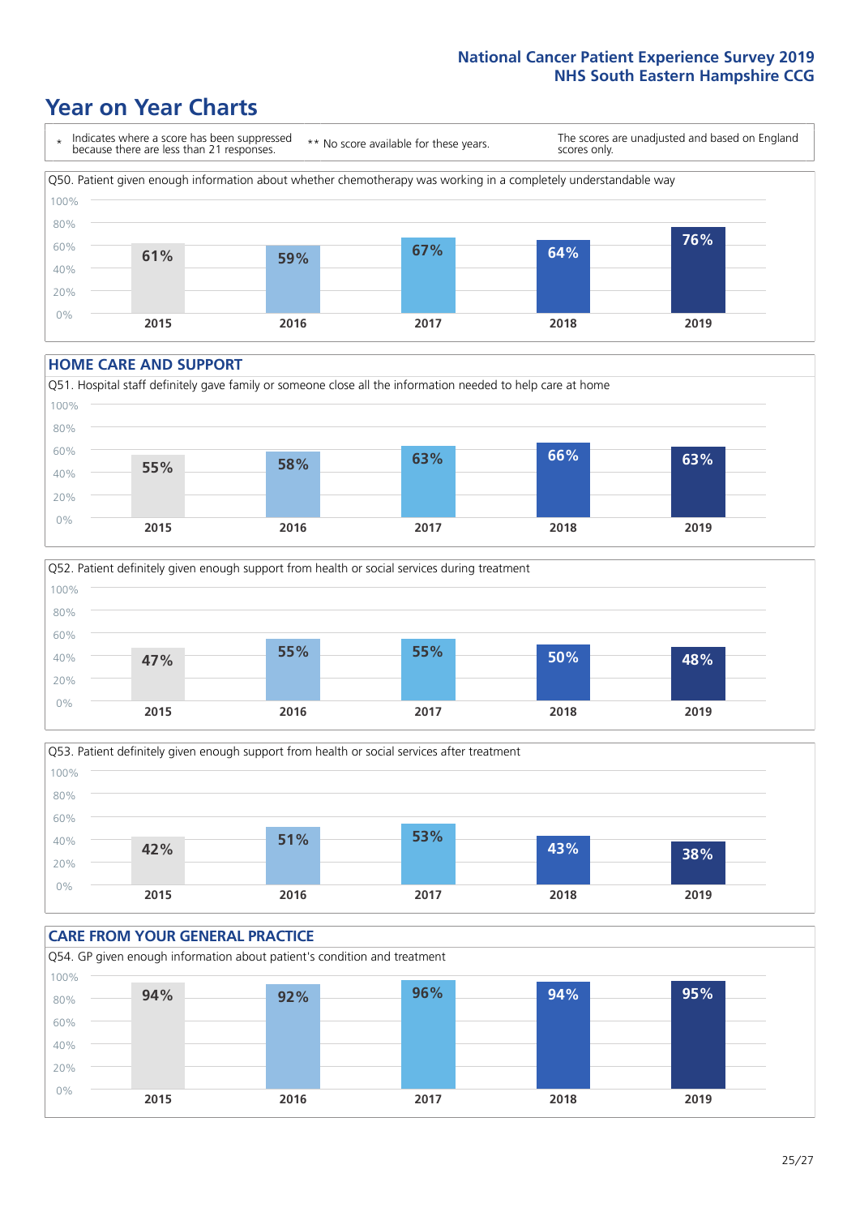# Year on Year Charts

\* Indicates where a score has been suppressed because there are less than 21 responses.

\*\* No score available for these years.

The scores are unadjusted and based on England scores only.

Q50. Patient given enough information about whether chemotherapy was working in a completely understandable way

| 2015 | 2016 | 2017 | 2018 | 2019 |
|---|---|---|---|---|
| 61% | 59% | 67% | 64% | 76% |

## HOME CARE AND SUPPORT

Q51. Hospital staff definitely gave family or someone close all the information needed to help care at home

| 2015 | 2016 | 2017 | 2018 | 2019 |
|---|---|---|---|---|
| 55% | 58% | 63% | 66% | 63% |

Q52. Patient definitely given enough support from health or social services during treatment

| 2015 | 2016 | 2017 | 2018 | 2019 |
|---|---|---|---|---|
| 47% | 55% | 55% | 50% | 48% |

Q53. Patient definitely given enough support from health or social services after treatment

| 2015 | 2016 | 2017 | 2018 | 2019 |
|---|---|---|---|---|
| 42% | 51% | 53% | 43% | 38% |

## CARE FROM YOUR GENERAL PRACTICE

Q54. GP given enough information about patient's condition and treatment

| 2015 | 2016 | 2017 | 2018 | 2019 |
|---|---|---|---|---|
| 94% | 92% | 96% | 94% | 95% |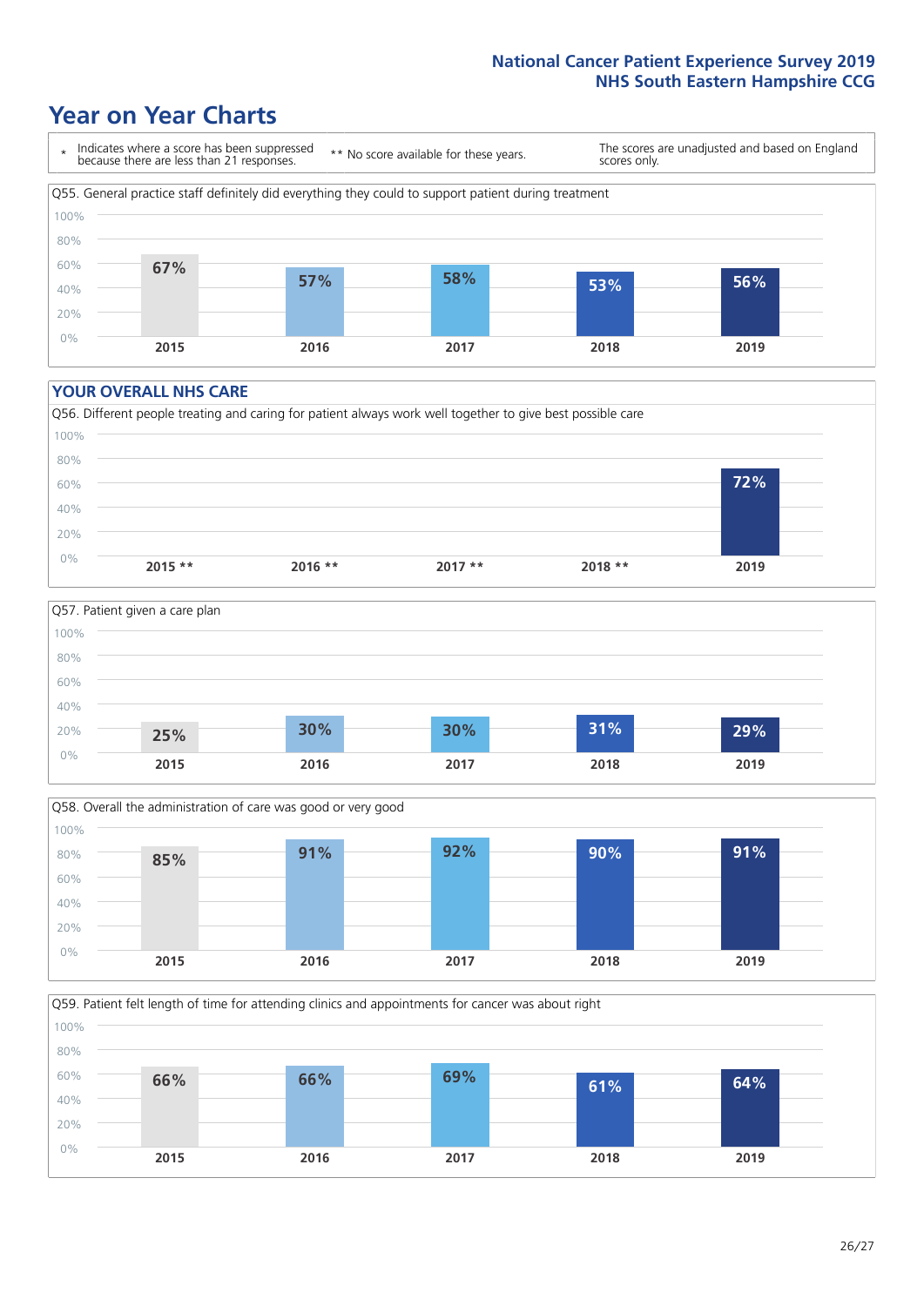# Year on Year Charts

| * Indicates where a score has been suppressed because there are less than 21 responses. | ** No score available for these years. | The scores are unadjusted and based on England scores only. |
|---|---|---|

Q55. General practice staff definitely did everything they could to support patient during treatment

| 2015 | 2016 | 2017 | 2018 | 2019 |
|---|---|---|---|---|
| 67% | 57% | 58% | 53% | 56% |

## YOUR OVERALL NHS CARE

Q56. Different people treating and caring for patient always work well together to give best possible care

| 2015 ** | 2016 ** | 2017 ** | 2018 ** | 2019 |
|---|---|---|---|---|
| | | | | 72% |

Q57. Patient given a care plan

| 2015 | 2016 | 2017 | 2018 | 2019 |
|---|---|---|---|---|
| 25% | 30% | 30% | 31% | 29% |

Q58. Overall the administration of care was good or very good

| 2015 | 2016 | 2017 | 2018 | 2019 |
|---|---|---|---|---|
| 85% | 91% | 92% | 90% | 91% |

Q59. Patient felt length of time for attending clinics and appointments for cancer was about right

| 2015 | 2016 | 2017 | 2018 | 2019 |
|---|---|---|---|---|
| 66% | 66% | 69% | 61% | 64% |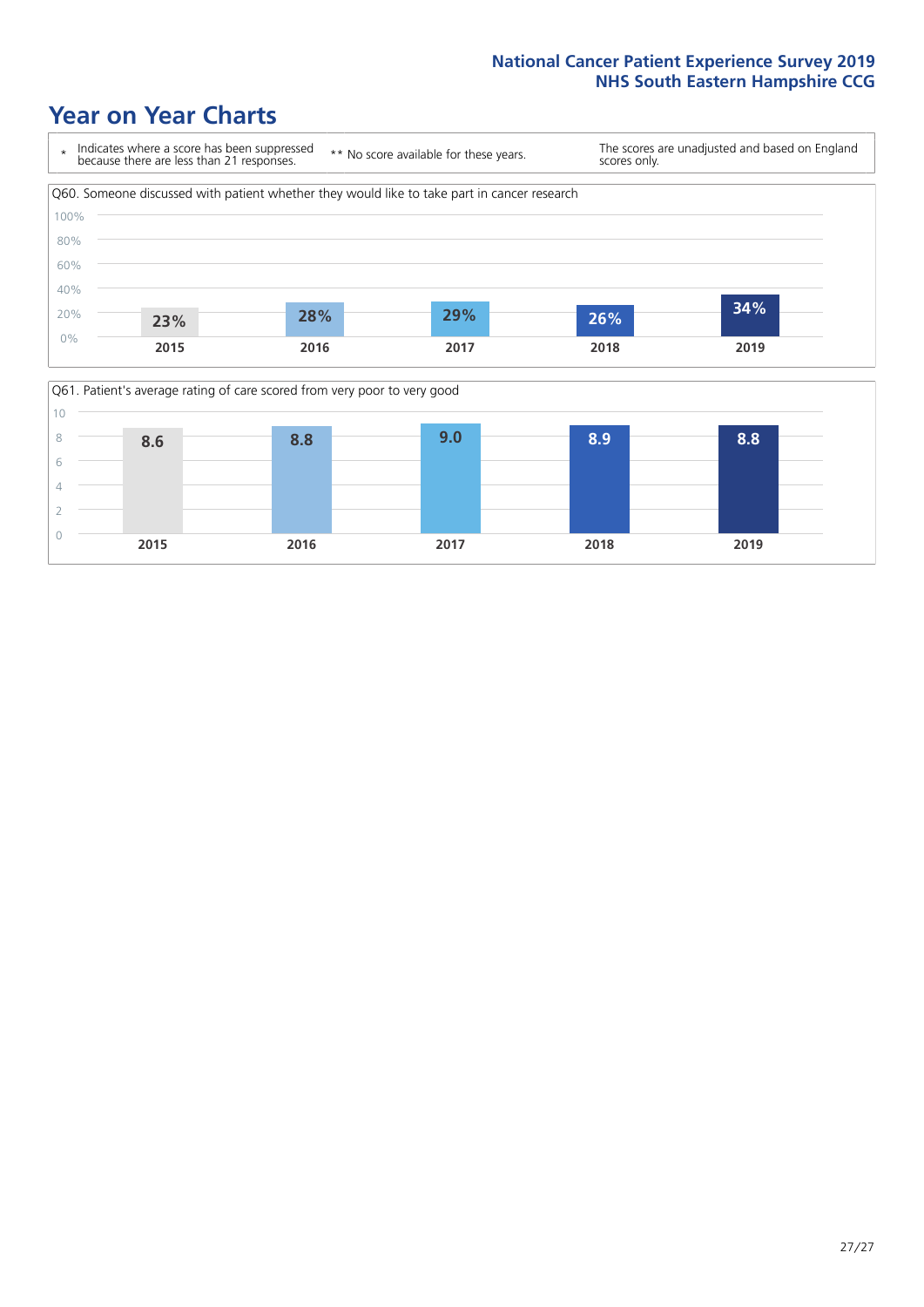# Year on Year Charts

\* Indicates where a score has been suppressed because there are less than 21 responses.

\*\* No score available for these years.

The scores are unadjusted and based on England scores only.

Q60. Someone discussed with patient whether they would like to take part in cancer research

100%
80%
60%
40%
20%
0%

23% 28% 29% 26% 34%

2015 2016 2017 2018 2019

Q61. Patient's average rating of care scored from very poor to very good

10
8
6
4
2
0

8.6 8.8 9.0 8.9 8.8

2015 2016 2017 2018 2019